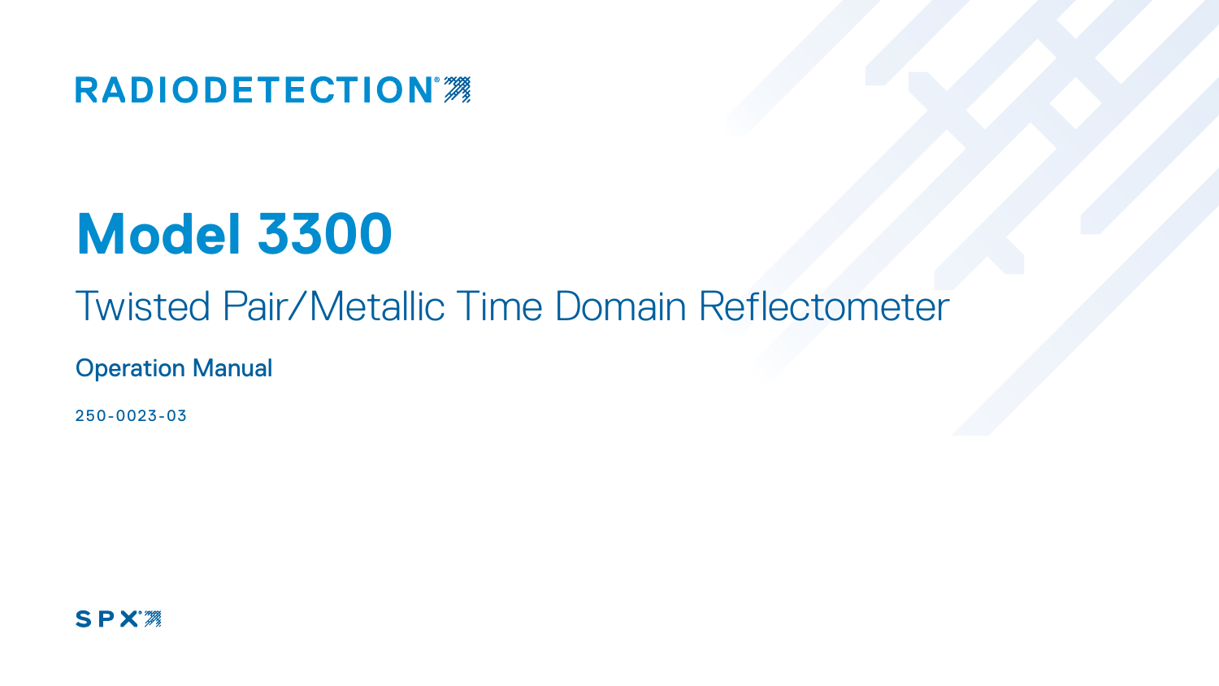RADIODETECTION

# Model 3300

## Twisted Pair/Metallic Time Domain Reflectometer

### Operation Manual

250-0023-03

SPX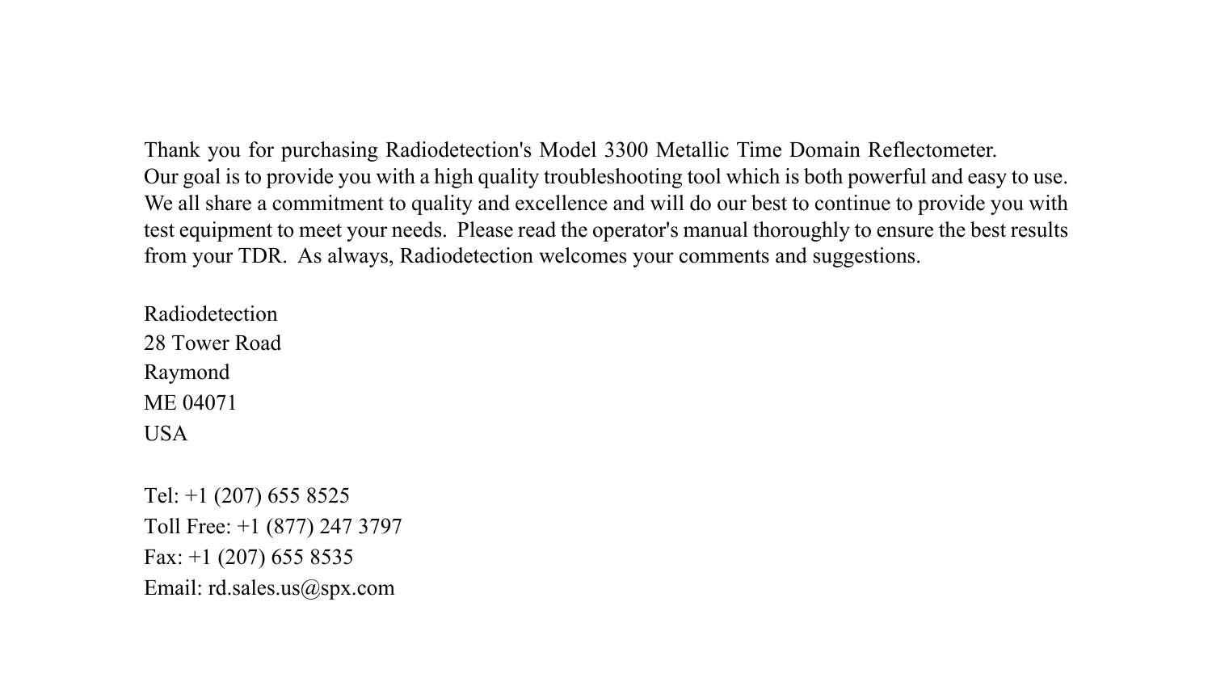Thank you for purchasing Radiodetection's Model 3300 Metallic Time Domain Reflectometer. Our goal is to provide you with a high quality troubleshooting tool which is both powerful and easy to use. We all share a commitment to quality and excellence and will do our best to continue to provide you with test equipment to meet your needs. Please read the operator's manual thoroughly to ensure the best results from your TDR. As always, Radiodetection welcomes your comments and suggestions.

Radiodetection
28 Tower Road
Raymond
ME 04071
USA

Tel: +1 (207) 655 8525
Toll Free: +1 (877) 247 3797
Fax: +1 (207) 655 8535
Email: rd.sales.us@spx.com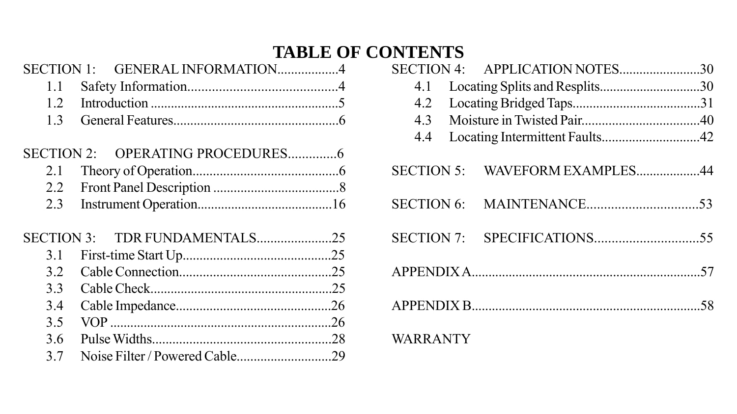# TABLE OF CONTENTS

SECTION 1: GENERAL INFORMATION..................4
- 1.1 Safety Information...........................................4
- 1.2 Introduction .......................................................5
- 1.3 General Features................................................6

SECTION 2: OPERATING PROCEDURES.............6
- 2.1 Theory of Operation...........................................6
- 2.2 Front Panel Description .....................................8
- 2.3 Instrument Operation........................................16

SECTION 3: TDR FUNDAMENTALS......................25
- 3.1 First-time Start Up............................................25
- 3.2 Cable Connection.............................................25
- 3.3 Cable Check......................................................25
- 3.4 Cable Impedance..............................................26
- 3.5 VOP .................................................................26
- 3.6 Pulse Widths.....................................................28
- 3.7 Noise Filter / Powered Cable............................29

SECTION 4: APPLICATION NOTES.......................30
- 4.1 Locating Splits and Resplits.............................30
- 4.2 Locating Bridged Taps......................................31
- 4.3 Moisture in Twisted Pair...................................40
- 4.4 Locating Intermittent Faults.............................42

SECTION 5: WAVEFORM EXAMPLES..................44

SECTION 6: MAINTENANCE................................53

SECTION 7: SPECIFICATIONS..............................55

APPENDIX A....................................................................57

APPENDIX B....................................................................58

WARRANTY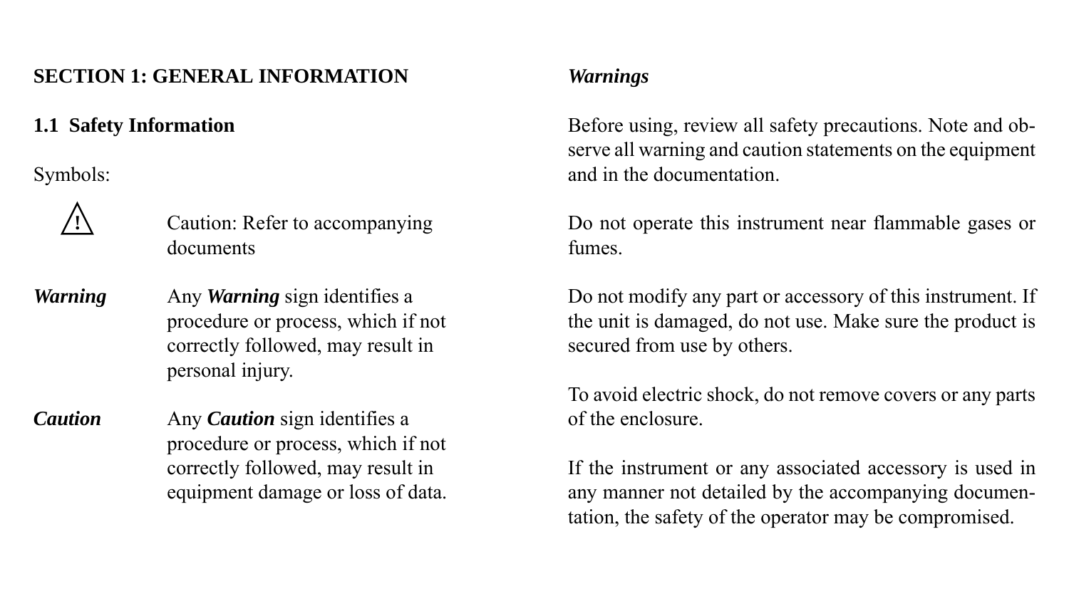# SECTION 1: GENERAL INFORMATION

## 1.1 Safety Information

Symbols:

⚠ Caution: Refer to accompanying documents

***Warning*** Any ***Warning*** sign identifies a procedure or process, which if not correctly followed, may result in personal injury.

***Caution*** Any ***Caution*** sign identifies a procedure or process, which if not correctly followed, may result in equipment damage or loss of data.

***Warnings***

Before using, review all safety precautions. Note and observe all warning and caution statements on the equipment and in the documentation.

Do not operate this instrument near flammable gases or fumes.

Do not modify any part or accessory of this instrument. If the unit is damaged, do not use. Make sure the product is secured from use by others.

To avoid electric shock, do not remove covers or any parts of the enclosure.

If the instrument or any associated accessory is used in any manner not detailed by the accompanying documentation, the safety of the operator may be compromised.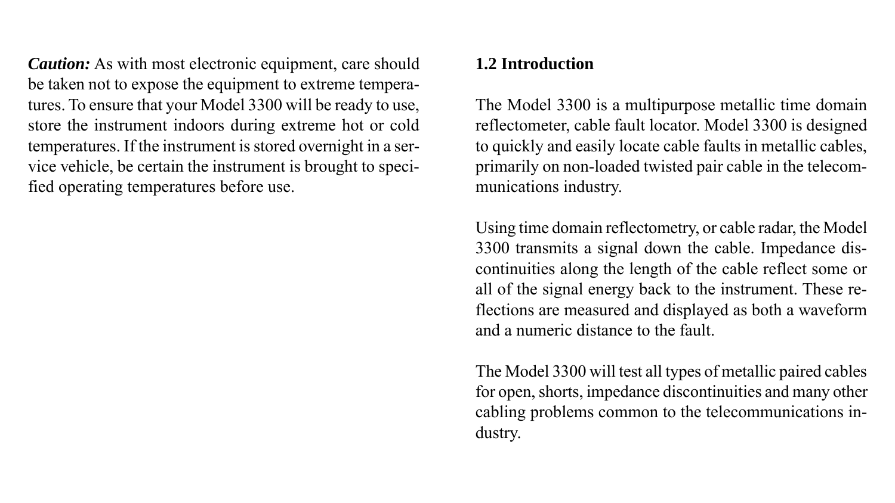***Caution:*** As with most electronic equipment, care should be taken not to expose the equipment to extreme temperatures. To ensure that your Model 3300 will be ready to use, store the instrument indoors during extreme hot or cold temperatures. If the instrument is stored overnight in a service vehicle, be certain the instrument is brought to specified operating temperatures before use.

## 1.2 Introduction

The Model 3300 is a multipurpose metallic time domain reflectometer, cable fault locator. Model 3300 is designed to quickly and easily locate cable faults in metallic cables, primarily on non-loaded twisted pair cable in the telecommunications industry.

Using time domain reflectometry, or cable radar, the Model 3300 transmits a signal down the cable. Impedance discontinuities along the length of the cable reflect some or all of the signal energy back to the instrument. These reflections are measured and displayed as both a waveform and a numeric distance to the fault.

The Model 3300 will test all types of metallic paired cables for open, shorts, impedance discontinuities and many other cabling problems common to the telecommunications industry.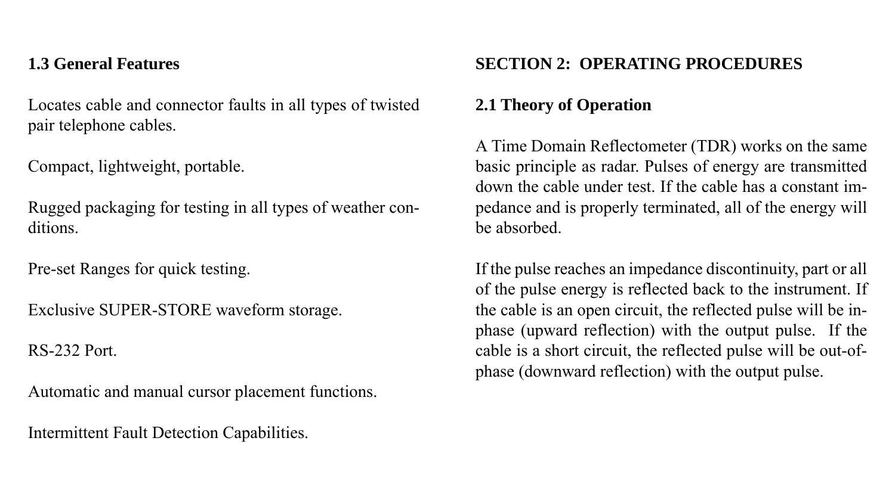### 1.3 General Features

Locates cable and connector faults in all types of twisted pair telephone cables.

Compact, lightweight, portable.

Rugged packaging for testing in all types of weather conditions.

Pre-set Ranges for quick testing.

Exclusive SUPER-STORE waveform storage.

RS-232 Port.

Automatic and manual cursor placement functions.

Intermittent Fault Detection Capabilities.

## SECTION 2: OPERATING PROCEDURES

### 2.1 Theory of Operation

A Time Domain Reflectometer (TDR) works on the same basic principle as radar. Pulses of energy are transmitted down the cable under test. If the cable has a constant impedance and is properly terminated, all of the energy will be absorbed.

If the pulse reaches an impedance discontinuity, part or all of the pulse energy is reflected back to the instrument. If the cable is an open circuit, the reflected pulse will be in-phase (upward reflection) with the output pulse. If the cable is a short circuit, the reflected pulse will be out-of-phase (downward reflection) with the output pulse.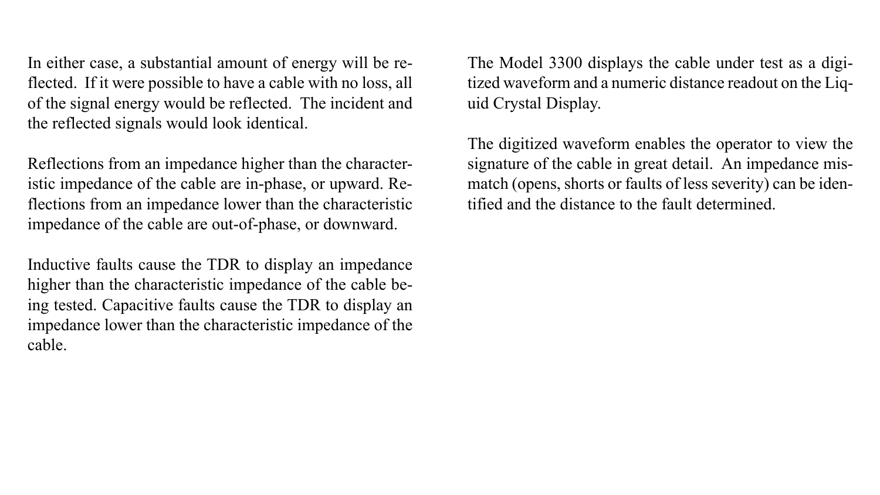In either case, a substantial amount of energy will be reflected. If it were possible to have a cable with no loss, all of the signal energy would be reflected. The incident and the reflected signals would look identical.

Reflections from an impedance higher than the characteristic impedance of the cable are in-phase, or upward. Reflections from an impedance lower than the characteristic impedance of the cable are out-of-phase, or downward.

Inductive faults cause the TDR to display an impedance higher than the characteristic impedance of the cable being tested. Capacitive faults cause the TDR to display an impedance lower than the characteristic impedance of the cable.

The Model 3300 displays the cable under test as a digitized waveform and a numeric distance readout on the Liquid Crystal Display.

The digitized waveform enables the operator to view the signature of the cable in great detail. An impedance mismatch (opens, shorts or faults of less severity) can be identified and the distance to the fault determined.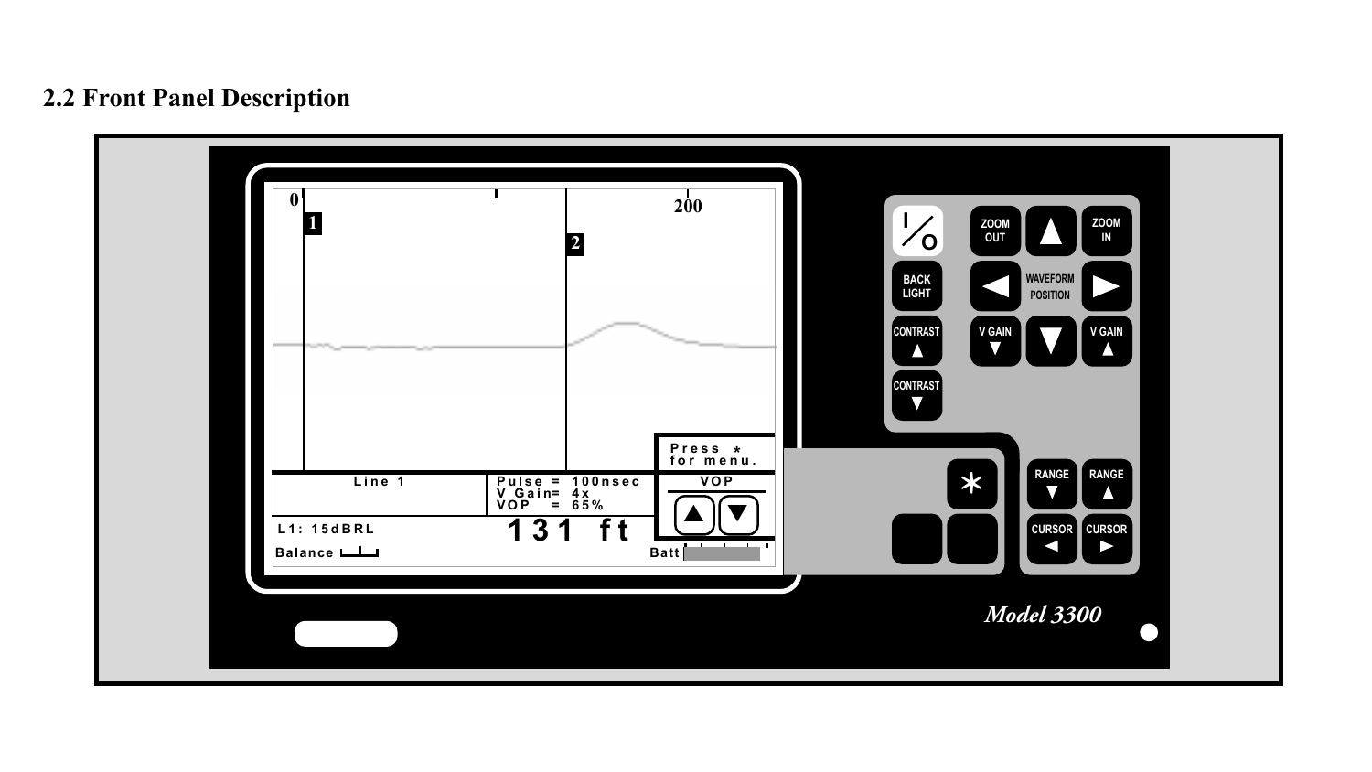## 2.2 Front Panel Description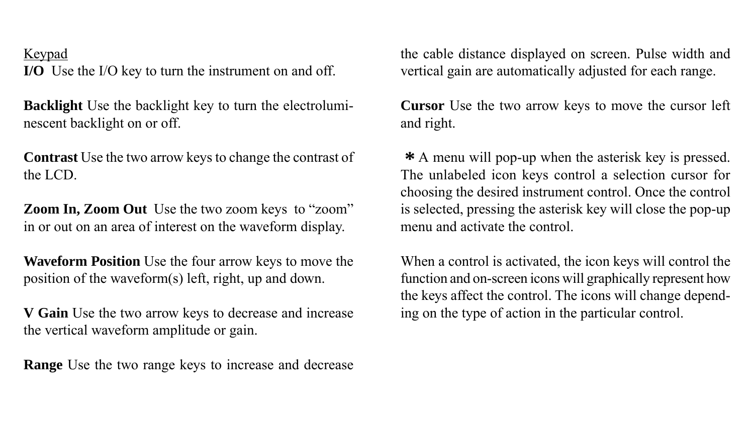Keypad

**I/O** Use the I/O key to turn the instrument on and off.

**Backlight** Use the backlight key to turn the electroluminescent backlight on or off.

**Contrast** Use the two arrow keys to change the contrast of the LCD.

**Zoom In, Zoom Out** Use the two zoom keys to "zoom" in or out on an area of interest on the waveform display.

**Waveform Position** Use the four arrow keys to move the position of the waveform(s) left, right, up and down.

**V Gain** Use the two arrow keys to decrease and increase the vertical waveform amplitude or gain.

**Range** Use the two range keys to increase and decrease the cable distance displayed on screen. Pulse width and vertical gain are automatically adjusted for each range.

**Cursor** Use the two arrow keys to move the cursor left and right.

**\*** A menu will pop-up when the asterisk key is pressed. The unlabeled icon keys control a selection cursor for choosing the desired instrument control. Once the control is selected, pressing the asterisk key will close the pop-up menu and activate the control.

When a control is activated, the icon keys will control the function and on-screen icons will graphically represent how the keys affect the control. The icons will change depending on the type of action in the particular control.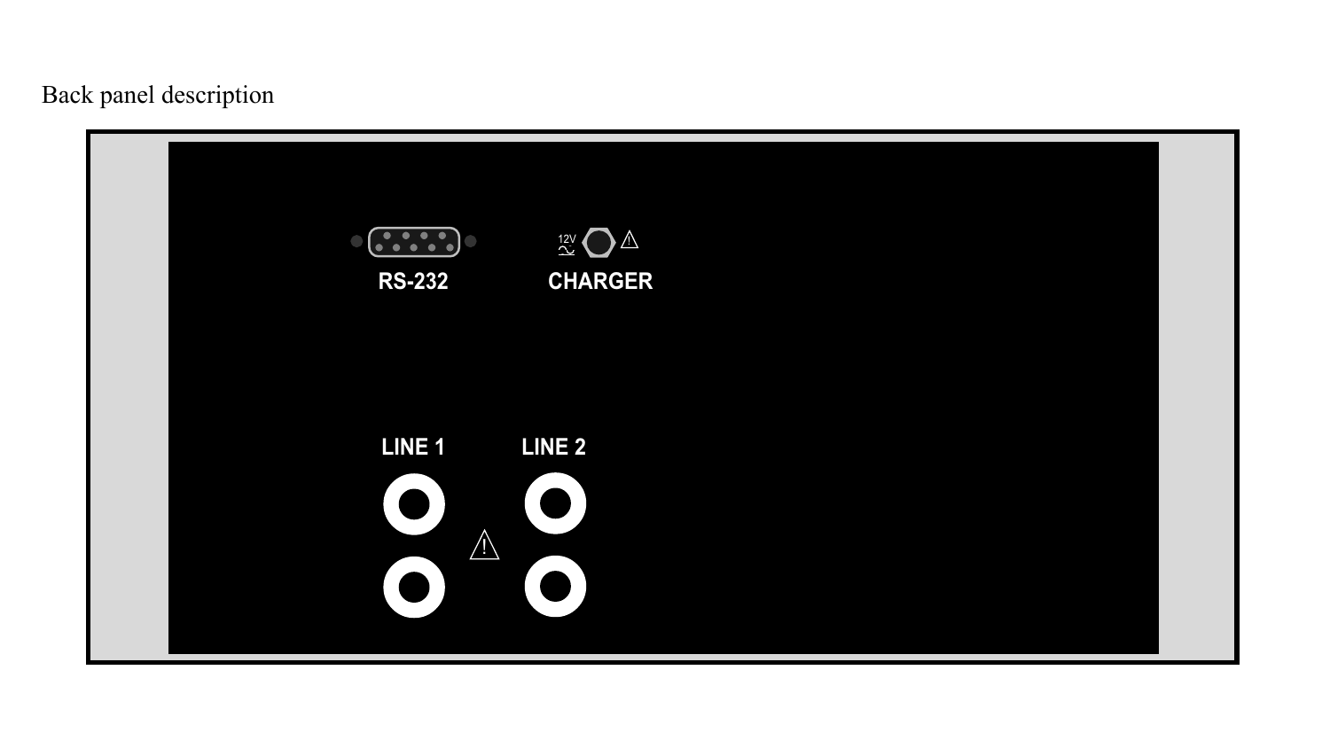Back panel description

RS-232

12V CHARGER

LINE 1

LINE 2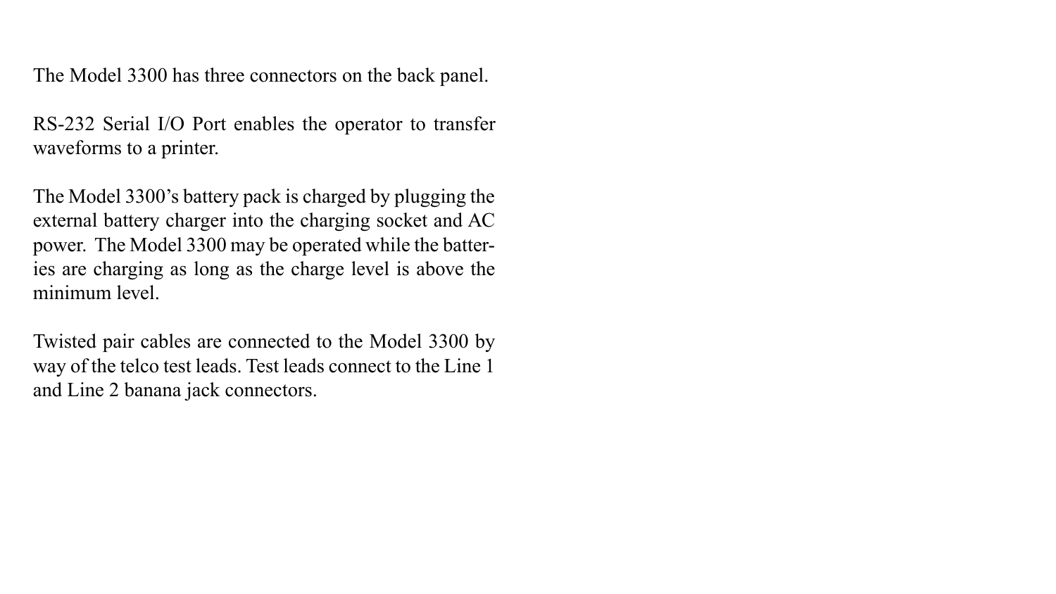The Model 3300 has three connectors on the back panel.

RS-232 Serial I/O Port enables the operator to transfer waveforms to a printer.

The Model 3300's battery pack is charged by plugging the external battery charger into the charging socket and AC power. The Model 3300 may be operated while the batteries are charging as long as the charge level is above the minimum level.

Twisted pair cables are connected to the Model 3300 by way of the telco test leads. Test leads connect to the Line 1 and Line 2 banana jack connectors.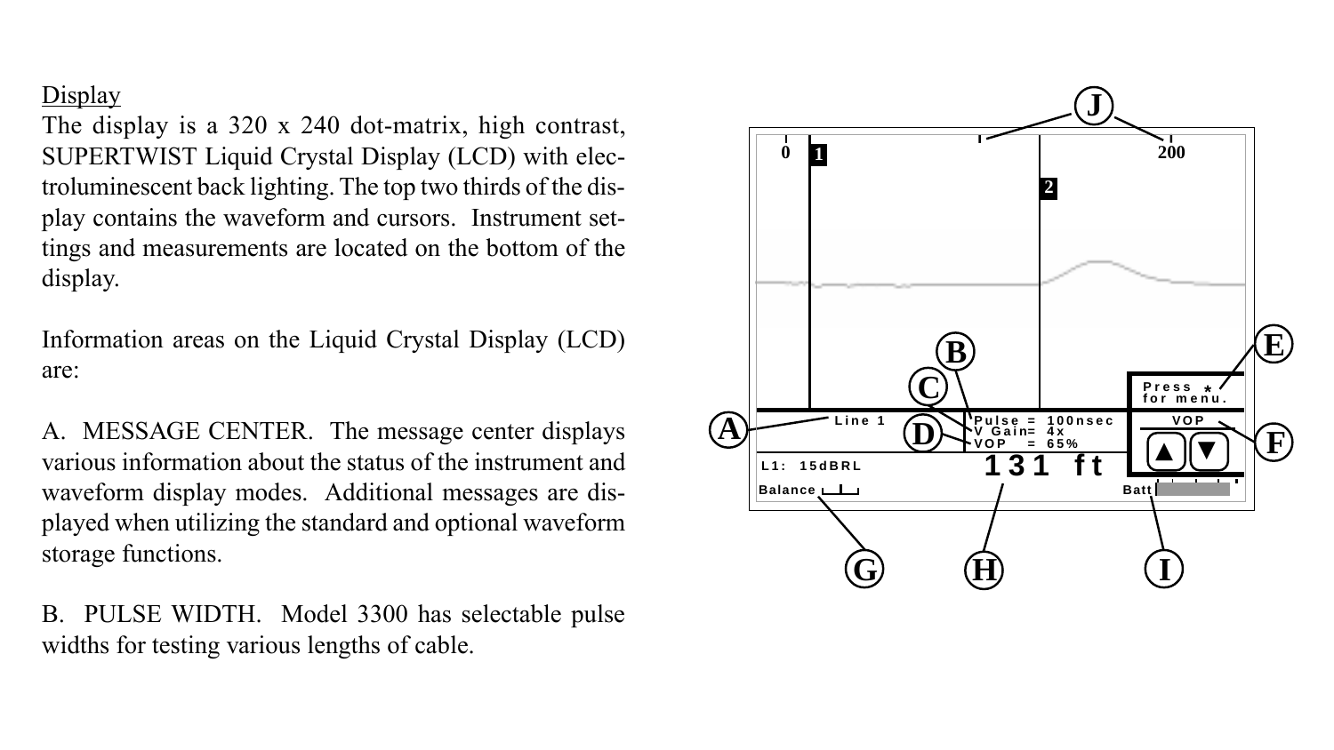Display

The display is a 320 x 240 dot-matrix, high contrast, SUPERTWIST Liquid Crystal Display (LCD) with electroluminescent back lighting. The top two thirds of the display contains the waveform and cursors. Instrument settings and measurements are located on the bottom of the display.

Information areas on the Liquid Crystal Display (LCD) are:

A. MESSAGE CENTER. The message center displays various information about the status of the instrument and waveform display modes. Additional messages are displayed when utilizing the standard and optional waveform storage functions.

B. PULSE WIDTH. Model 3300 has selectable pulse widths for testing various lengths of cable.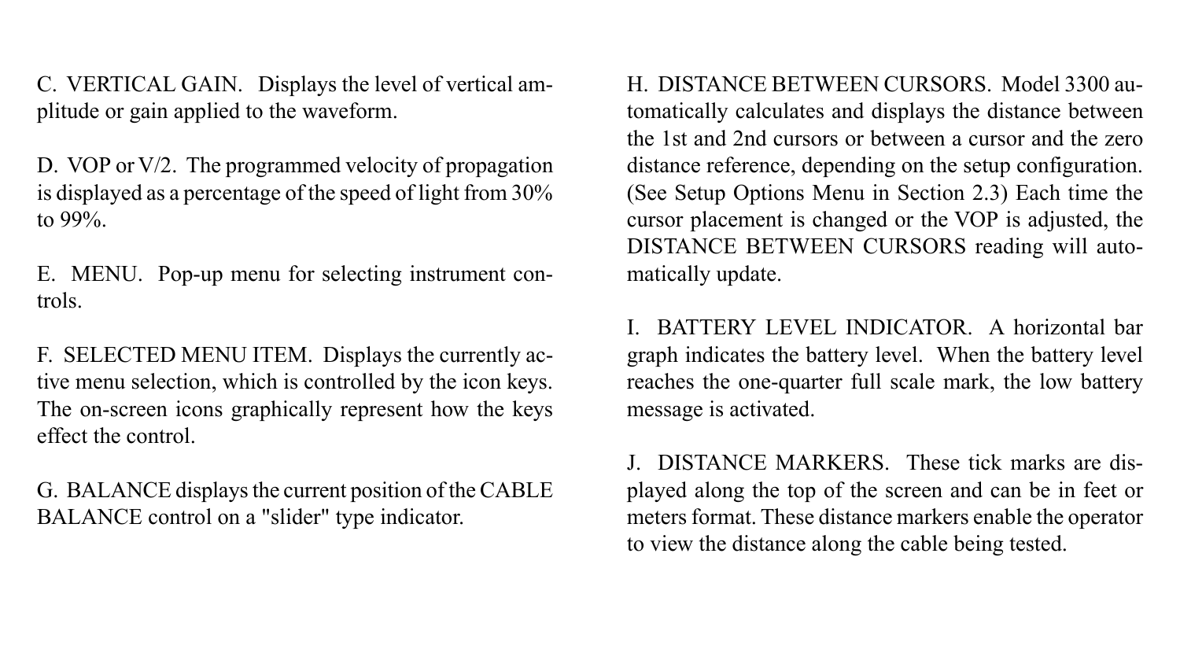C. VERTICAL GAIN. Displays the level of vertical amplitude or gain applied to the waveform.

D. VOP or V/2. The programmed velocity of propagation is displayed as a percentage of the speed of light from 30% to 99%.

E. MENU. Pop-up menu for selecting instrument controls.

F. SELECTED MENU ITEM. Displays the currently active menu selection, which is controlled by the icon keys. The on-screen icons graphically represent how the keys effect the control.

G. BALANCE displays the current position of the CABLE BALANCE control on a "slider" type indicator.

H. DISTANCE BETWEEN CURSORS. Model 3300 automatically calculates and displays the distance between the 1st and 2nd cursors or between a cursor and the zero distance reference, depending on the setup configuration. (See Setup Options Menu in Section 2.3) Each time the cursor placement is changed or the VOP is adjusted, the DISTANCE BETWEEN CURSORS reading will automatically update.

I. BATTERY LEVEL INDICATOR. A horizontal bar graph indicates the battery level. When the battery level reaches the one-quarter full scale mark, the low battery message is activated.

J. DISTANCE MARKERS. These tick marks are displayed along the top of the screen and can be in feet or meters format. These distance markers enable the operator to view the distance along the cable being tested.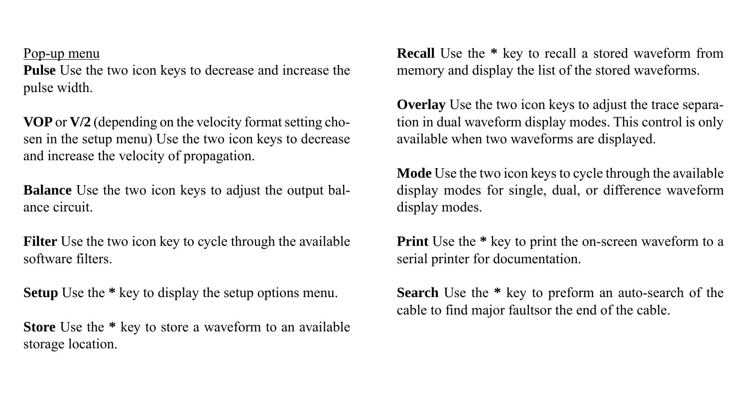Pop-up menu

**Pulse** Use the two icon keys to decrease and increase the pulse width.

**VOP** or **V/2** (depending on the velocity format setting chosen in the setup menu) Use the two icon keys to decrease and increase the velocity of propagation.

**Balance** Use the two icon keys to adjust the output balance circuit.

**Filter** Use the two icon key to cycle through the available software filters.

**Setup** Use the **\*** key to display the setup options menu.

**Store** Use the **\*** key to store a waveform to an available storage location.

**Recall** Use the **\*** key to recall a stored waveform from memory and display the list of the stored waveforms.

**Overlay** Use the two icon keys to adjust the trace separation in dual waveform display modes. This control is only available when two waveforms are displayed.

**Mode** Use the two icon keys to cycle through the available display modes for single, dual, or difference waveform display modes.

**Print** Use the **\*** key to print the on-screen waveform to a serial printer for documentation.

**Search** Use the **\*** key to preform an auto-search of the cable to find major faultsor the end of the cable.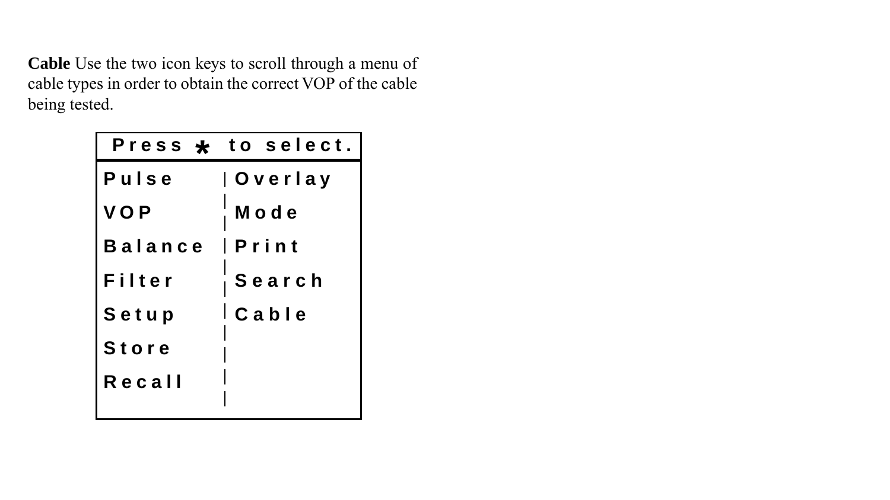**Cable** Use the two icon keys to scroll through a menu of cable types in order to obtain the correct VOP of the cable being tested.

| Press * to select. | |
|---|---|
| Pulse | Overlay |
| VOP | Mode |
| Balance | Print |
| Filter | Search |
| Setup | Cable |
| Store | |
| Recall | |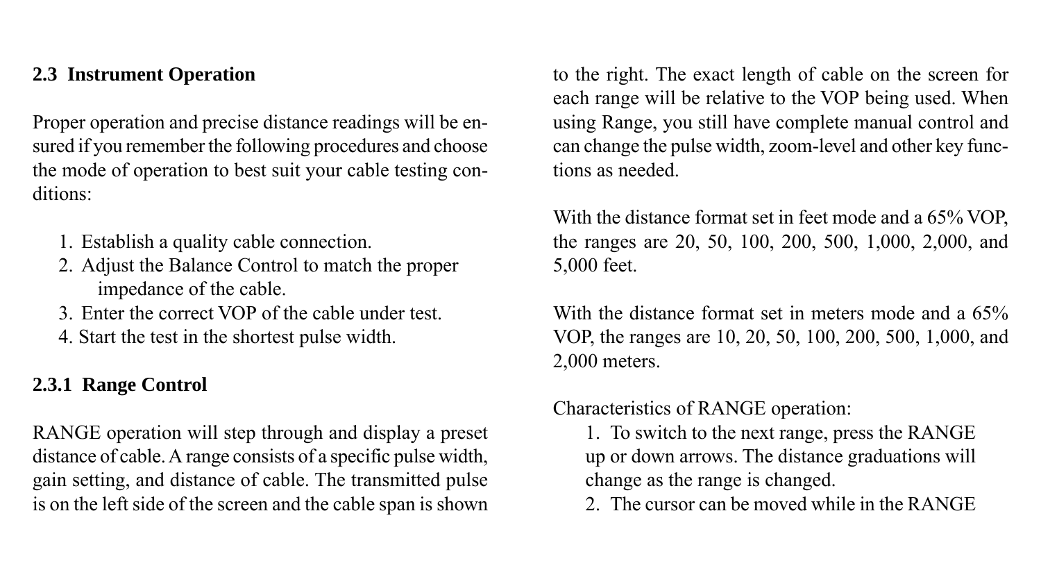## 2.3 Instrument Operation

Proper operation and precise distance readings will be ensured if you remember the following procedures and choose the mode of operation to best suit your cable testing conditions:

1. Establish a quality cable connection.
2. Adjust the Balance Control to match the proper impedance of the cable.
3. Enter the correct VOP of the cable under test.
4. Start the test in the shortest pulse width.

### 2.3.1 Range Control

RANGE operation will step through and display a preset distance of cable. A range consists of a specific pulse width, gain setting, and distance of cable. The transmitted pulse is on the left side of the screen and the cable span is shown to the right. The exact length of cable on the screen for each range will be relative to the VOP being used. When using Range, you still have complete manual control and can change the pulse width, zoom-level and other key functions as needed.

With the distance format set in feet mode and a 65% VOP, the ranges are 20, 50, 100, 200, 500, 1,000, 2,000, and 5,000 feet.

With the distance format set in meters mode and a 65% VOP, the ranges are 10, 20, 50, 100, 200, 500, 1,000, and 2,000 meters.

Characteristics of RANGE operation:

1. To switch to the next range, press the RANGE up or down arrows. The distance graduations will change as the range is changed.
2. The cursor can be moved while in the RANGE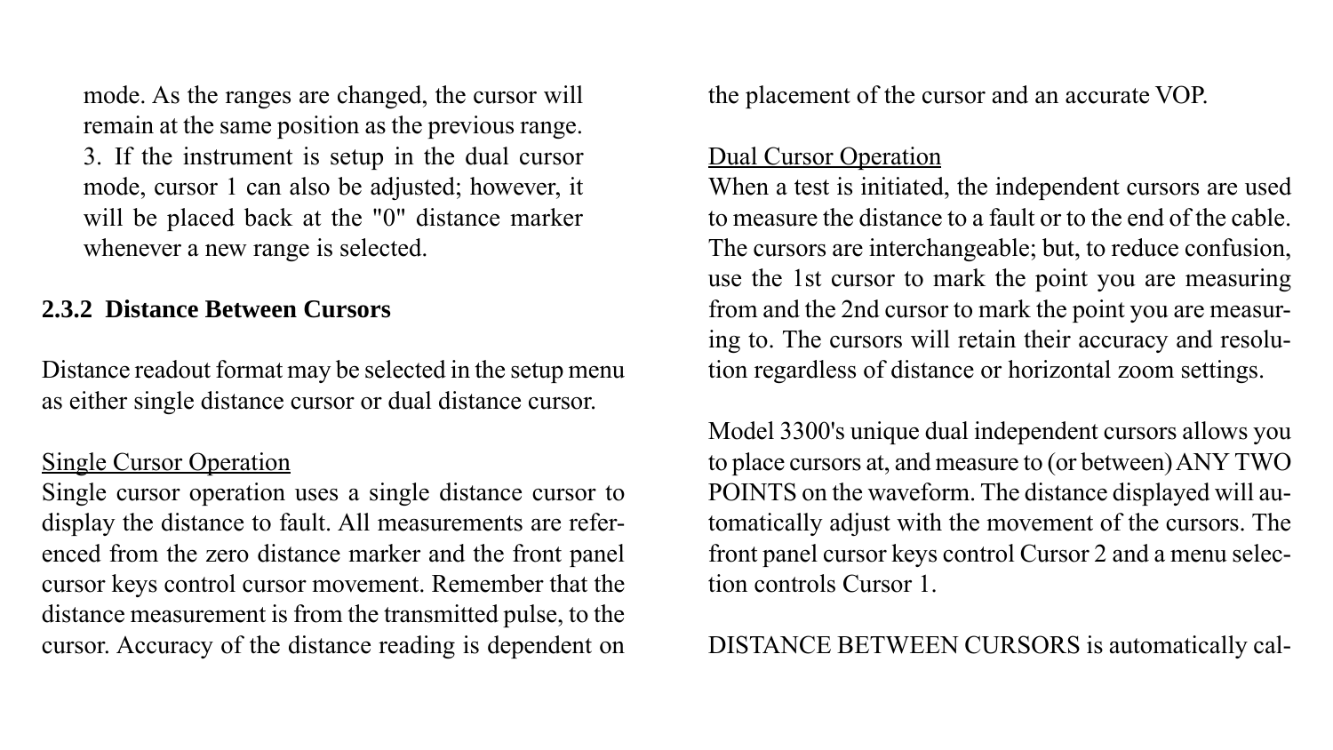mode. As the ranges are changed, the cursor will remain at the same position as the previous range.

3. If the instrument is setup in the dual cursor mode, cursor 1 can also be adjusted; however, it will be placed back at the "0" distance marker whenever a new range is selected.

### 2.3.2 Distance Between Cursors

Distance readout format may be selected in the setup menu as either single distance cursor or dual distance cursor.

Single Cursor Operation

Single cursor operation uses a single distance cursor to display the distance to fault. All measurements are referenced from the zero distance marker and the front panel cursor keys control cursor movement. Remember that the distance measurement is from the transmitted pulse, to the cursor. Accuracy of the distance reading is dependent on the placement of the cursor and an accurate VOP.

Dual Cursor Operation

When a test is initiated, the independent cursors are used to measure the distance to a fault or to the end of the cable. The cursors are interchangeable; but, to reduce confusion, use the 1st cursor to mark the point you are measuring from and the 2nd cursor to mark the point you are measuring to. The cursors will retain their accuracy and resolution regardless of distance or horizontal zoom settings.

Model 3300's unique dual independent cursors allows you to place cursors at, and measure to (or between) ANY TWO POINTS on the waveform. The distance displayed will automatically adjust with the movement of the cursors. The front panel cursor keys control Cursor 2 and a menu selection controls Cursor 1.

DISTANCE BETWEEN CURSORS is automatically cal-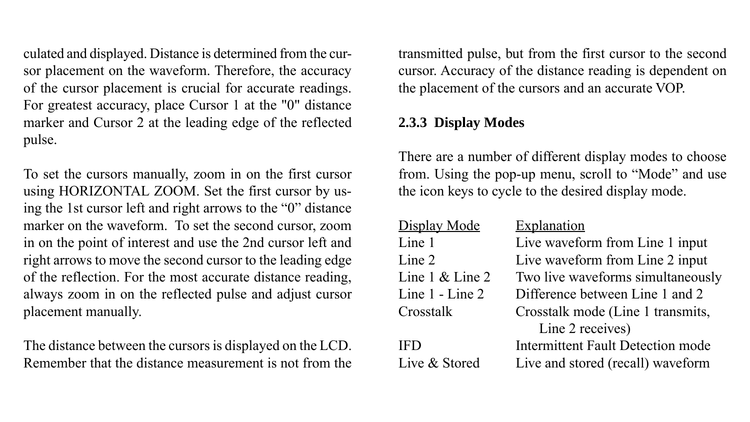culated and displayed. Distance is determined from the cursor placement on the waveform. Therefore, the accuracy of the cursor placement is crucial for accurate readings. For greatest accuracy, place Cursor 1 at the "0" distance marker and Cursor 2 at the leading edge of the reflected pulse.

To set the cursors manually, zoom in on the first cursor using HORIZONTAL ZOOM. Set the first cursor by using the 1st cursor left and right arrows to the “0” distance marker on the waveform. To set the second cursor, zoom in on the point of interest and use the 2nd cursor left and right arrows to move the second cursor to the leading edge of the reflection. For the most accurate distance reading, always zoom in on the reflected pulse and adjust cursor placement manually.

The distance between the cursors is displayed on the LCD. Remember that the distance measurement is not from the transmitted pulse, but from the first cursor to the second cursor. Accuracy of the distance reading is dependent on the placement of the cursors and an accurate VOP.

### 2.3.3 Display Modes

There are a number of different display modes to choose from. Using the pop-up menu, scroll to “Mode” and use the icon keys to cycle to the desired display mode.

| Display Mode | Explanation |
|---|---|
| Line 1 | Live waveform from Line 1 input |
| Line 2 | Live waveform from Line 2 input |
| Line 1 & Line 2 | Two live waveforms simultaneously |
| Line 1 - Line 2 | Difference between Line 1 and 2 |
| Crosstalk | Crosstalk mode (Line 1 transmits, Line 2 receives) |
| IFD | Intermittent Fault Detection mode |
| Live & Stored | Live and stored (recall) waveform |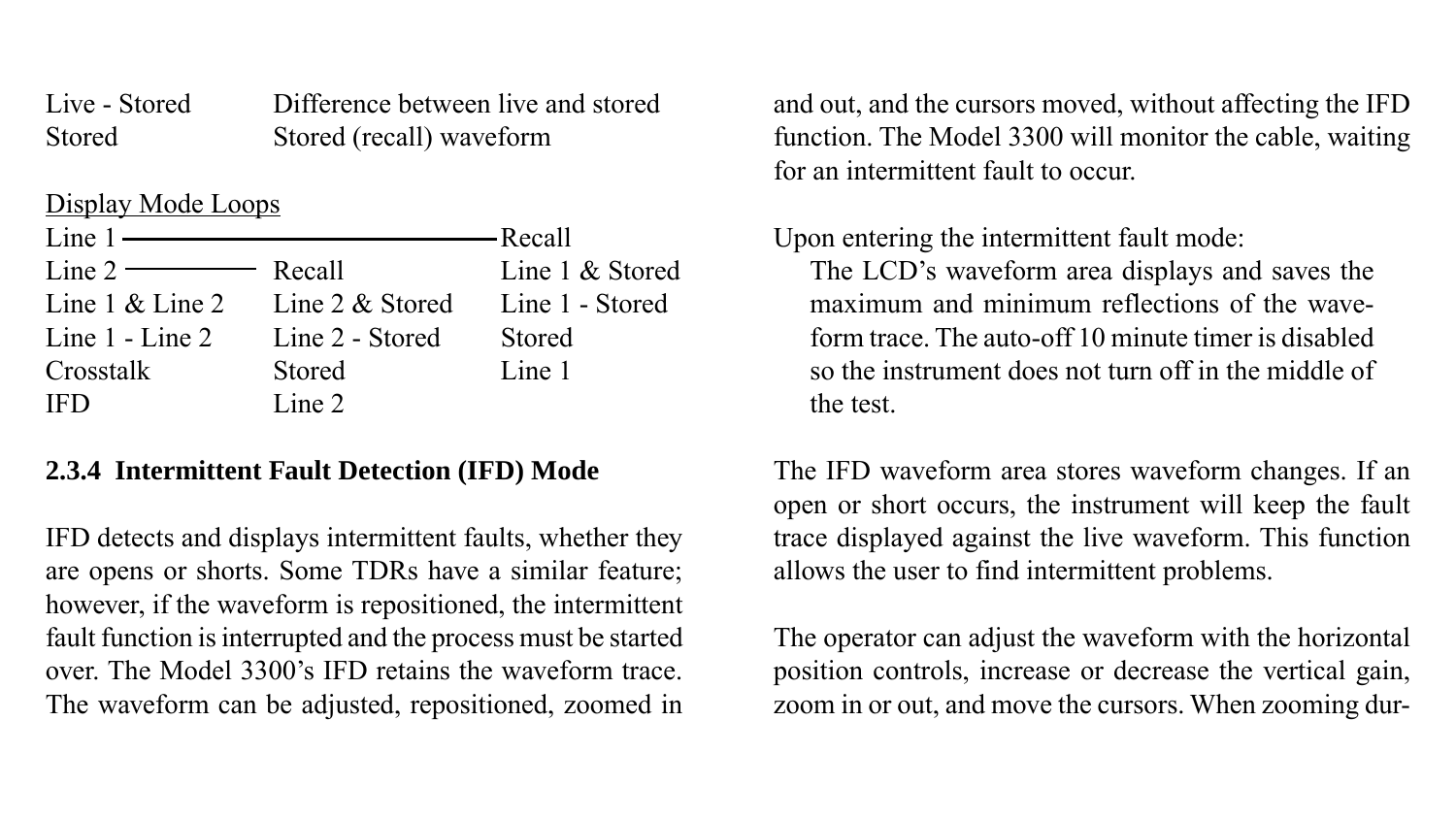| | |
|---|---|
| Live - Stored | Difference between live and stored |
| Stored | Stored (recall) waveform |

Display Mode Loops

| | | |
|---|---|---|
| Line 1 ——————————— | | Recall |
| Line 2 ——— | Recall | Line 1 & Stored |
| Line 1 & Line 2 | Line 2 & Stored | Line 1 - Stored |
| Line 1 - Line 2 | Line 2 - Stored | Stored |
| Crosstalk | Stored | Line 1 |
| IFD | Line 2 | |

### 2.3.4 Intermittent Fault Detection (IFD) Mode

IFD detects and displays intermittent faults, whether they are opens or shorts. Some TDRs have a similar feature; however, if the waveform is repositioned, the intermittent fault function is interrupted and the process must be started over. The Model 3300's IFD retains the waveform trace. The waveform can be adjusted, repositioned, zoomed in and out, and the cursors moved, without affecting the IFD function. The Model 3300 will monitor the cable, waiting for an intermittent fault to occur.

Upon entering the intermittent fault mode:

> The LCD's waveform area displays and saves the maximum and minimum reflections of the waveform trace. The auto-off 10 minute timer is disabled so the instrument does not turn off in the middle of the test.

The IFD waveform area stores waveform changes. If an open or short occurs, the instrument will keep the fault trace displayed against the live waveform. This function allows the user to find intermittent problems.

The operator can adjust the waveform with the horizontal position controls, increase or decrease the vertical gain, zoom in or out, and move the cursors. When zooming dur-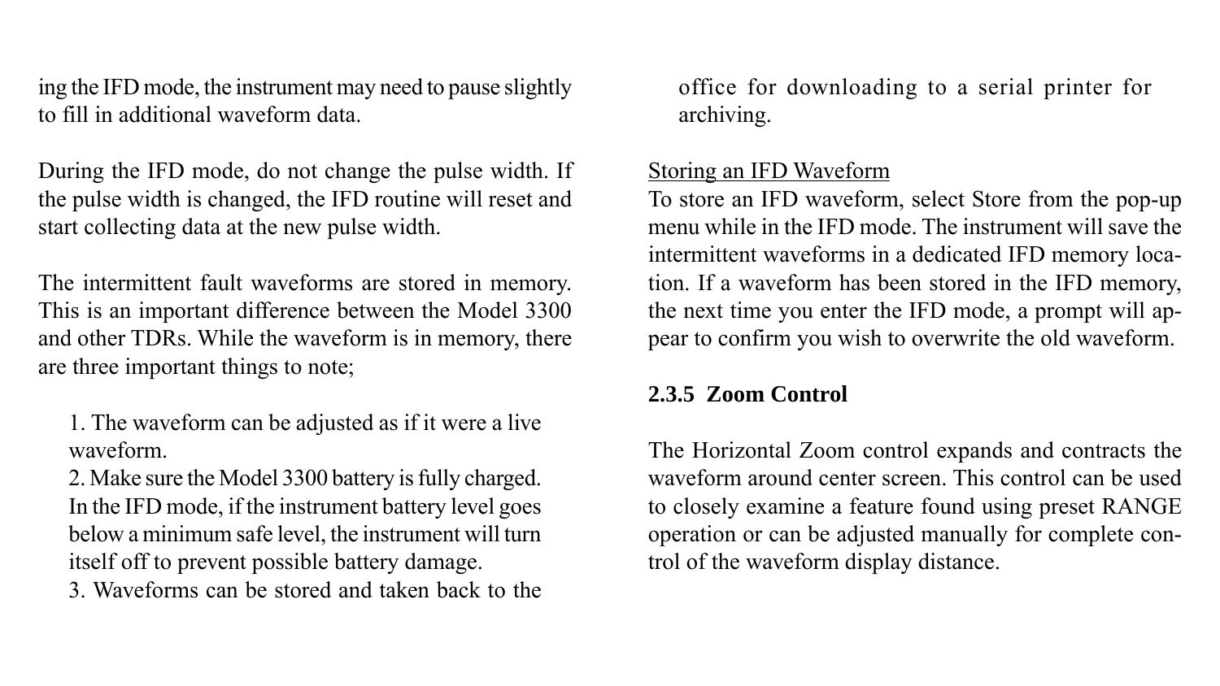ing the IFD mode, the instrument may need to pause slightly to fill in additional waveform data.

During the IFD mode, do not change the pulse width. If the pulse width is changed, the IFD routine will reset and start collecting data at the new pulse width.

The intermittent fault waveforms are stored in memory. This is an important difference between the Model 3300 and other TDRs. While the waveform is in memory, there are three important things to note;

1. The waveform can be adjusted as if it were a live waveform.
2. Make sure the Model 3300 battery is fully charged. In the IFD mode, if the instrument battery level goes below a minimum safe level, the instrument will turn itself off to prevent possible battery damage.
3. Waveforms can be stored and taken back to the office for downloading to a serial printer for archiving.

<u>Storing an IFD Waveform</u>
To store an IFD waveform, select Store from the pop-up menu while in the IFD mode. The instrument will save the intermittent waveforms in a dedicated IFD memory location. If a waveform has been stored in the IFD memory, the next time you enter the IFD mode, a prompt will appear to confirm you wish to overwrite the old waveform.

### 2.3.5 Zoom Control

The Horizontal Zoom control expands and contracts the waveform around center screen. This control can be used to closely examine a feature found using preset RANGE operation or can be adjusted manually for complete control of the waveform display distance.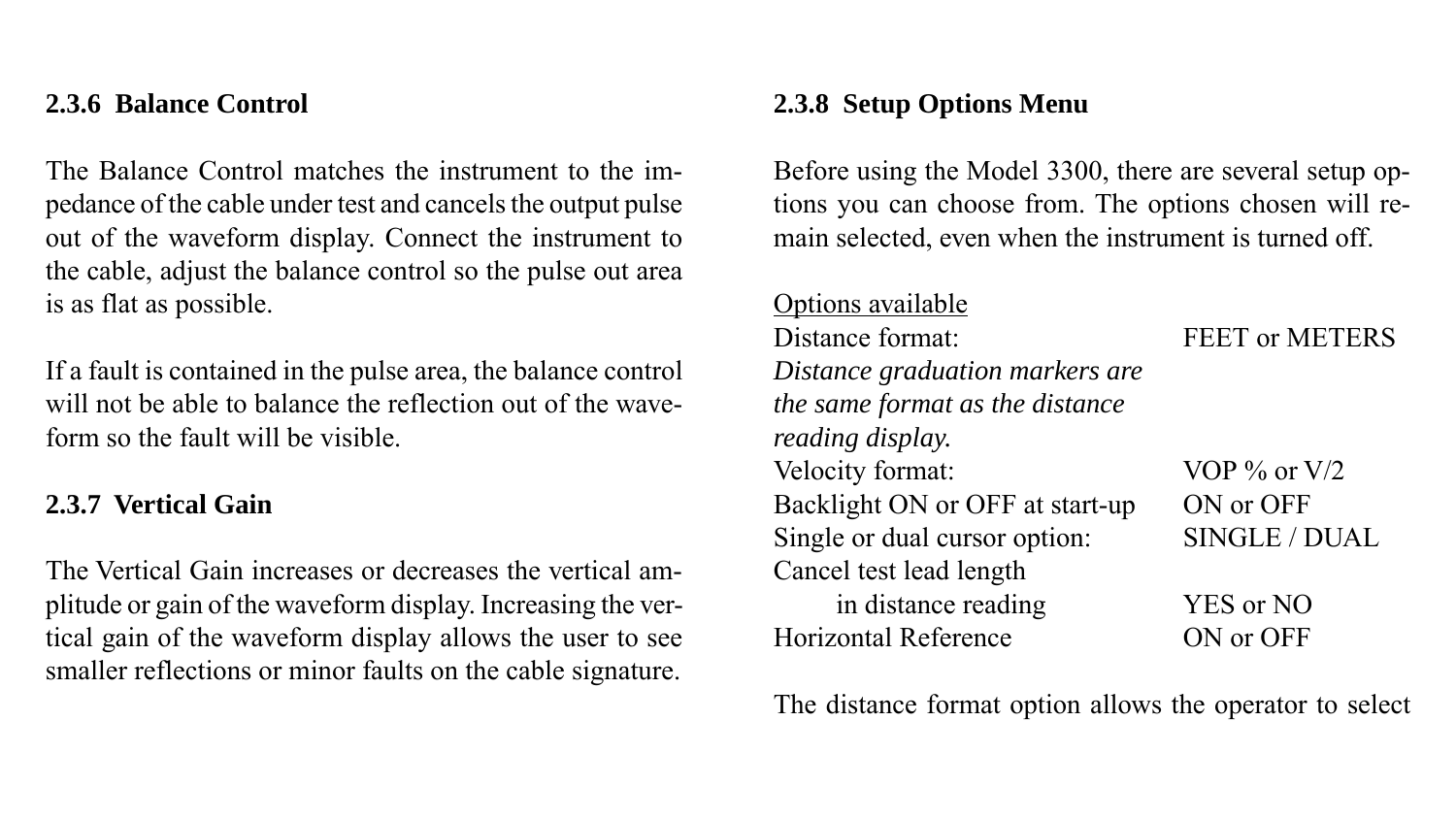### 2.3.6 Balance Control

The Balance Control matches the instrument to the impedance of the cable under test and cancels the output pulse out of the waveform display. Connect the instrument to the cable, adjust the balance control so the pulse out area is as flat as possible.

If a fault is contained in the pulse area, the balance control will not be able to balance the reflection out of the waveform so the fault will be visible.

### 2.3.7 Vertical Gain

The Vertical Gain increases or decreases the vertical amplitude or gain of the waveform display. Increasing the vertical gain of the waveform display allows the user to see smaller reflections or minor faults on the cable signature.

### 2.3.8 Setup Options Menu

Before using the Model 3300, there are several setup options you can choose from. The options chosen will remain selected, even when the instrument is turned off.

<u>Options available</u>

| | |
|---|---|
| Distance format: | FEET or METERS |
| *Distance graduation markers are the same format as the distance reading display.* | |
| Velocity format: | VOP % or V/2 |
| Backlight ON or OFF at start-up | ON or OFF |
| Single or dual cursor option: | SINGLE / DUAL |
| Cancel test lead length in distance reading | YES or NO |
| Horizontal Reference | ON or OFF |

The distance format option allows the operator to select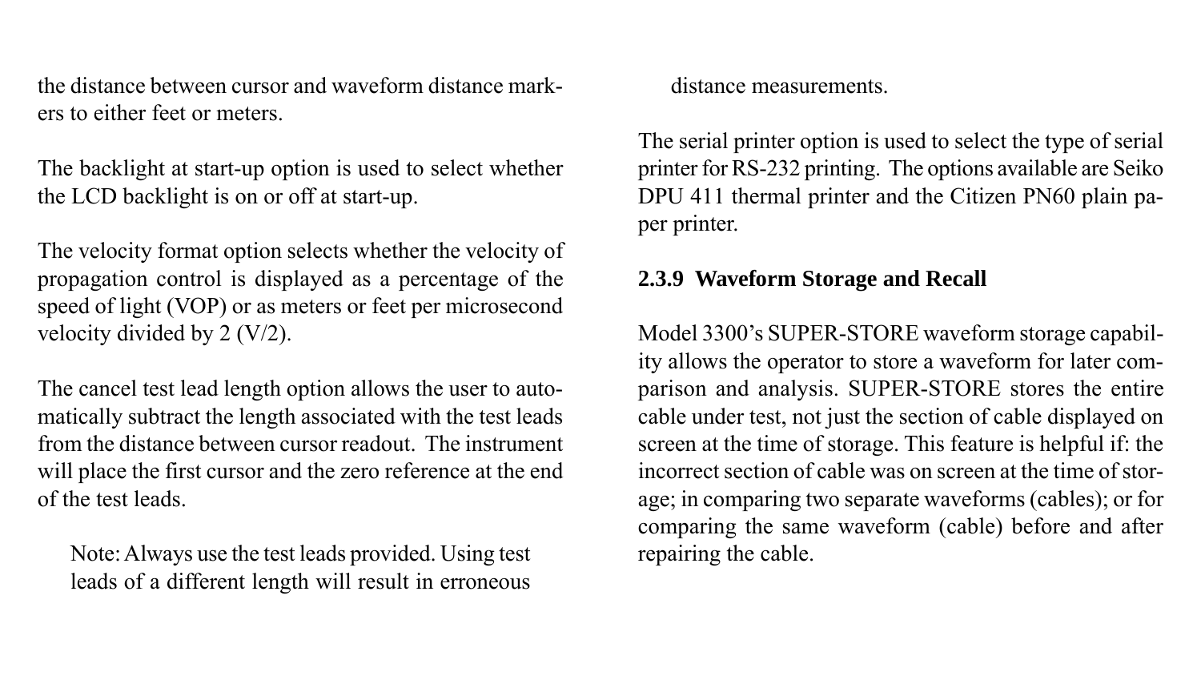the distance between cursor and waveform distance markers to either feet or meters.

The backlight at start-up option is used to select whether the LCD backlight is on or off at start-up.

The velocity format option selects whether the velocity of propagation control is displayed as a percentage of the speed of light (VOP) or as meters or feet per microsecond velocity divided by 2 (V/2).

The cancel test lead length option allows the user to automatically subtract the length associated with the test leads from the distance between cursor readout. The instrument will place the first cursor and the zero reference at the end of the test leads.

> Note: Always use the test leads provided. Using test leads of a different length will result in erroneous distance measurements.

The serial printer option is used to select the type of serial printer for RS-232 printing. The options available are Seiko DPU 411 thermal printer and the Citizen PN60 plain paper printer.

### 2.3.9 Waveform Storage and Recall

Model 3300's SUPER-STORE waveform storage capability allows the operator to store a waveform for later comparison and analysis. SUPER-STORE stores the entire cable under test, not just the section of cable displayed on screen at the time of storage. This feature is helpful if: the incorrect section of cable was on screen at the time of storage; in comparing two separate waveforms (cables); or for comparing the same waveform (cable) before and after repairing the cable.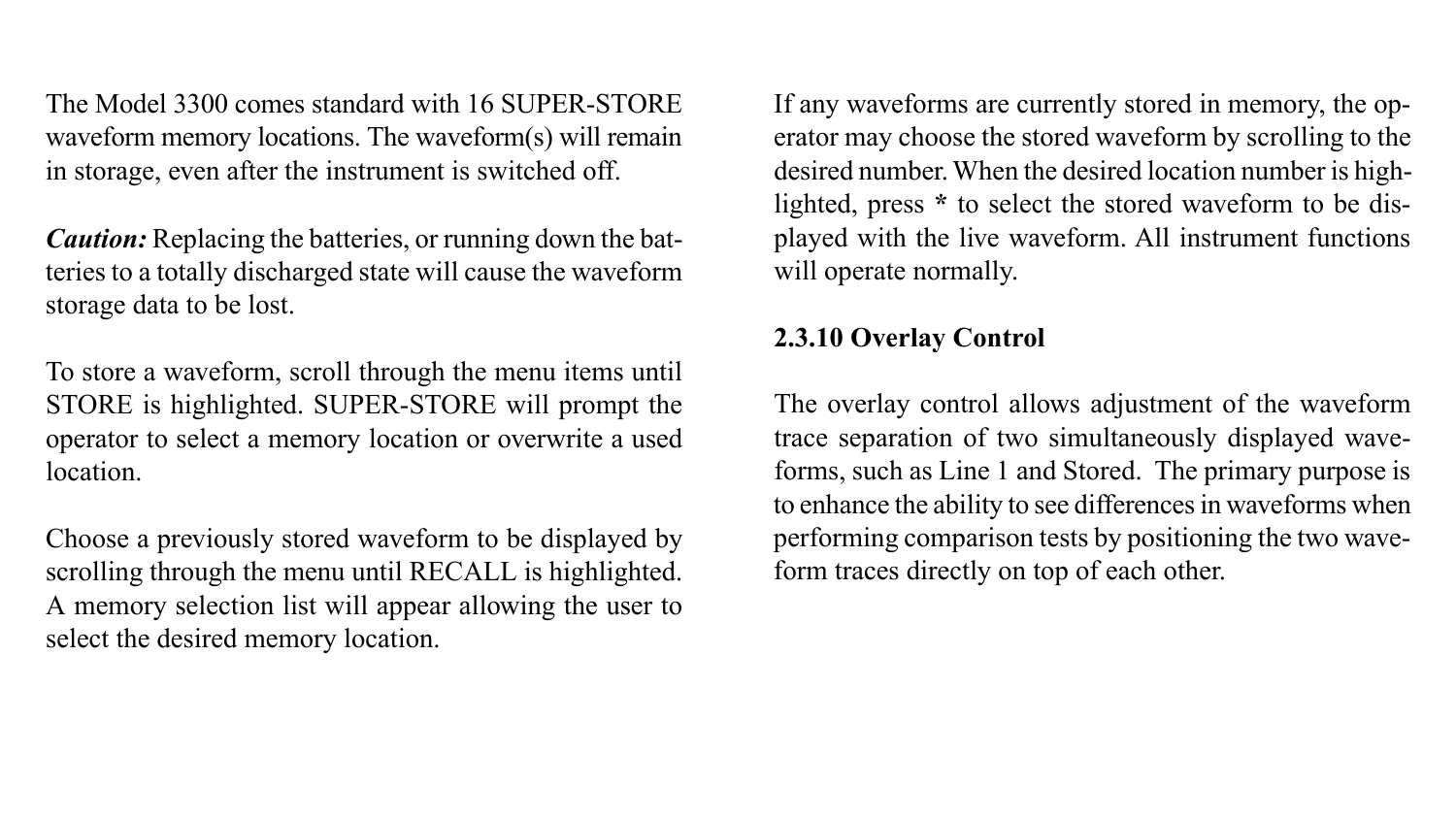The Model 3300 comes standard with 16 SUPER-STORE waveform memory locations. The waveform(s) will remain in storage, even after the instrument is switched off.

***Caution:*** Replacing the batteries, or running down the batteries to a totally discharged state will cause the waveform storage data to be lost.

To store a waveform, scroll through the menu items until STORE is highlighted. SUPER-STORE will prompt the operator to select a memory location or overwrite a used location.

Choose a previously stored waveform to be displayed by scrolling through the menu until RECALL is highlighted. A memory selection list will appear allowing the user to select the desired memory location.

If any waveforms are currently stored in memory, the operator may choose the stored waveform by scrolling to the desired number. When the desired location number is highlighted, press **\*** to select the stored waveform to be displayed with the live waveform. All instrument functions will operate normally.

### 2.3.10 Overlay Control

The overlay control allows adjustment of the waveform trace separation of two simultaneously displayed waveforms, such as Line 1 and Stored. The primary purpose is to enhance the ability to see differences in waveforms when performing comparison tests by positioning the two waveform traces directly on top of each other.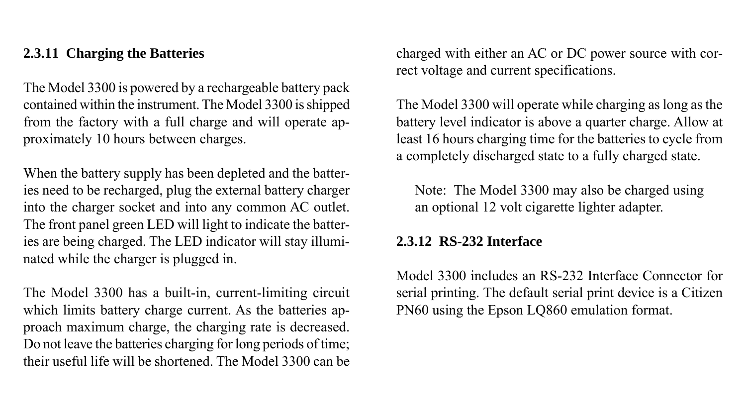### 2.3.11 Charging the Batteries

The Model 3300 is powered by a rechargeable battery pack contained within the instrument. The Model 3300 is shipped from the factory with a full charge and will operate approximately 10 hours between charges.

When the battery supply has been depleted and the batteries need to be recharged, plug the external battery charger into the charger socket and into any common AC outlet. The front panel green LED will light to indicate the batteries are being charged. The LED indicator will stay illuminated while the charger is plugged in.

The Model 3300 has a built-in, current-limiting circuit which limits battery charge current. As the batteries approach maximum charge, the charging rate is decreased. Do not leave the batteries charging for long periods of time; their useful life will be shortened. The Model 3300 can be charged with either an AC or DC power source with correct voltage and current specifications.

The Model 3300 will operate while charging as long as the battery level indicator is above a quarter charge. Allow at least 16 hours charging time for the batteries to cycle from a completely discharged state to a fully charged state.

> Note: The Model 3300 may also be charged using an optional 12 volt cigarette lighter adapter.

### 2.3.12 RS-232 Interface

Model 3300 includes an RS-232 Interface Connector for serial printing. The default serial print device is a Citizen PN60 using the Epson LQ860 emulation format.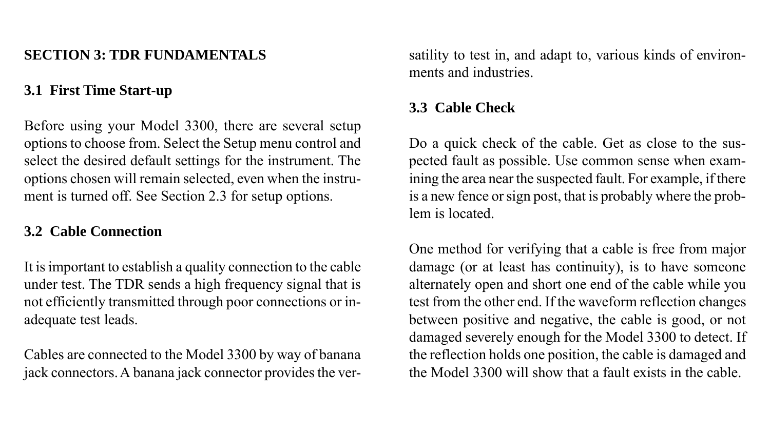# SECTION 3: TDR FUNDAMENTALS

## 3.1 First Time Start-up

Before using your Model 3300, there are several setup options to choose from. Select the Setup menu control and select the desired default settings for the instrument. The options chosen will remain selected, even when the instrument is turned off. See Section 2.3 for setup options.

## 3.2 Cable Connection

It is important to establish a quality connection to the cable under test. The TDR sends a high frequency signal that is not efficiently transmitted through poor connections or inadequate test leads.

Cables are connected to the Model 3300 by way of banana jack connectors. A banana jack connector provides the versatility to test in, and adapt to, various kinds of environments and industries.

## 3.3 Cable Check

Do a quick check of the cable. Get as close to the suspected fault as possible. Use common sense when examining the area near the suspected fault. For example, if there is a new fence or sign post, that is probably where the problem is located.

One method for verifying that a cable is free from major damage (or at least has continuity), is to have someone alternately open and short one end of the cable while you test from the other end. If the waveform reflection changes between positive and negative, the cable is good, or not damaged severely enough for the Model 3300 to detect. If the reflection holds one position, the cable is damaged and the Model 3300 will show that a fault exists in the cable.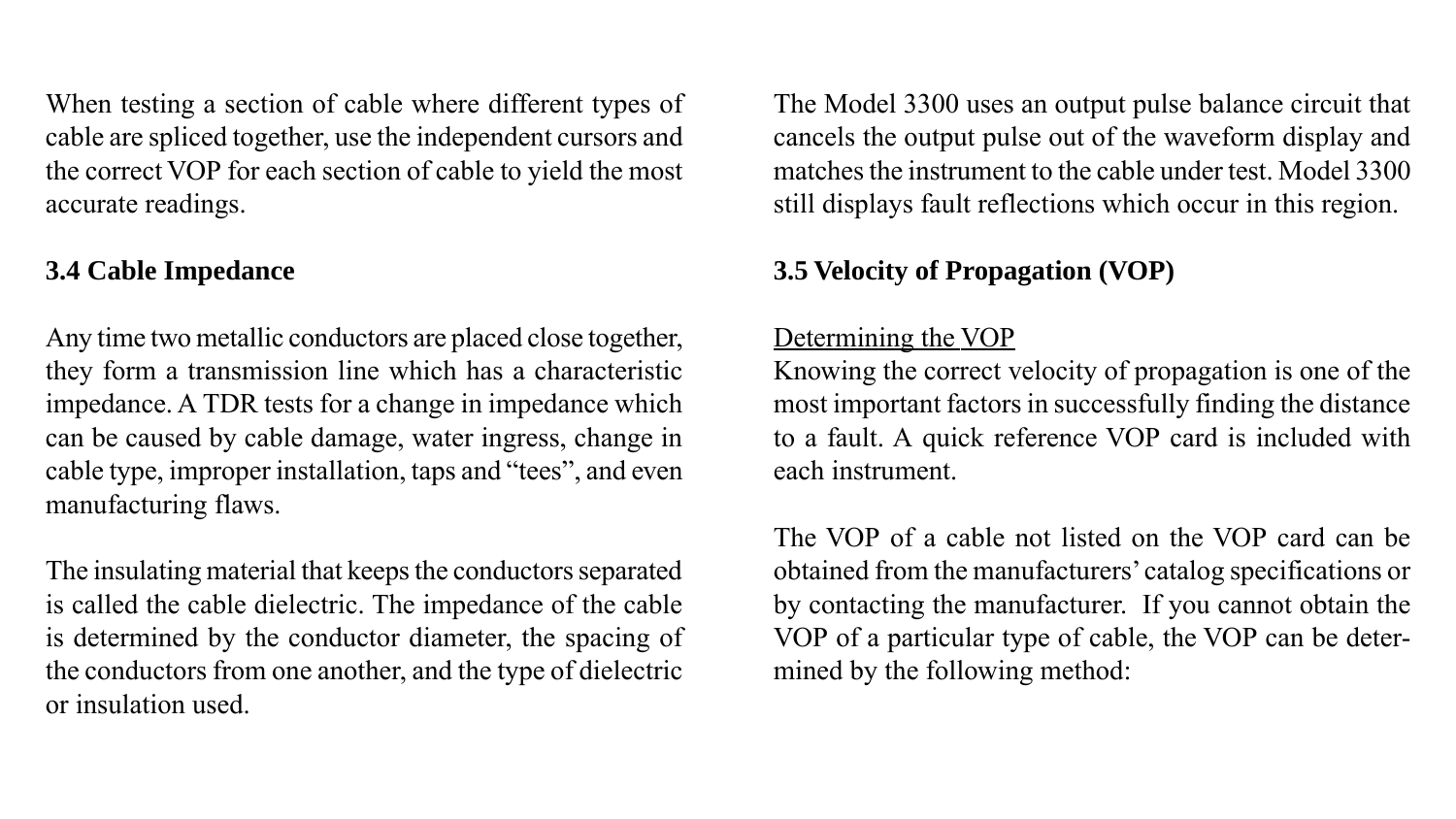When testing a section of cable where different types of cable are spliced together, use the independent cursors and the correct VOP for each section of cable to yield the most accurate readings.

## 3.4 Cable Impedance

Any time two metallic conductors are placed close together, they form a transmission line which has a characteristic impedance. A TDR tests for a change in impedance which can be caused by cable damage, water ingress, change in cable type, improper installation, taps and "tees", and even manufacturing flaws.

The insulating material that keeps the conductors separated is called the cable dielectric. The impedance of the cable is determined by the conductor diameter, the spacing of the conductors from one another, and the type of dielectric or insulation used.

The Model 3300 uses an output pulse balance circuit that cancels the output pulse out of the waveform display and matches the instrument to the cable under test. Model 3300 still displays fault reflections which occur in this region.

## 3.5 Velocity of Propagation (VOP)

<u>Determining the VOP</u>

Knowing the correct velocity of propagation is one of the most important factors in successfully finding the distance to a fault. A quick reference VOP card is included with each instrument.

The VOP of a cable not listed on the VOP card can be obtained from the manufacturers' catalog specifications or by contacting the manufacturer. If you cannot obtain the VOP of a particular type of cable, the VOP can be determined by the following method: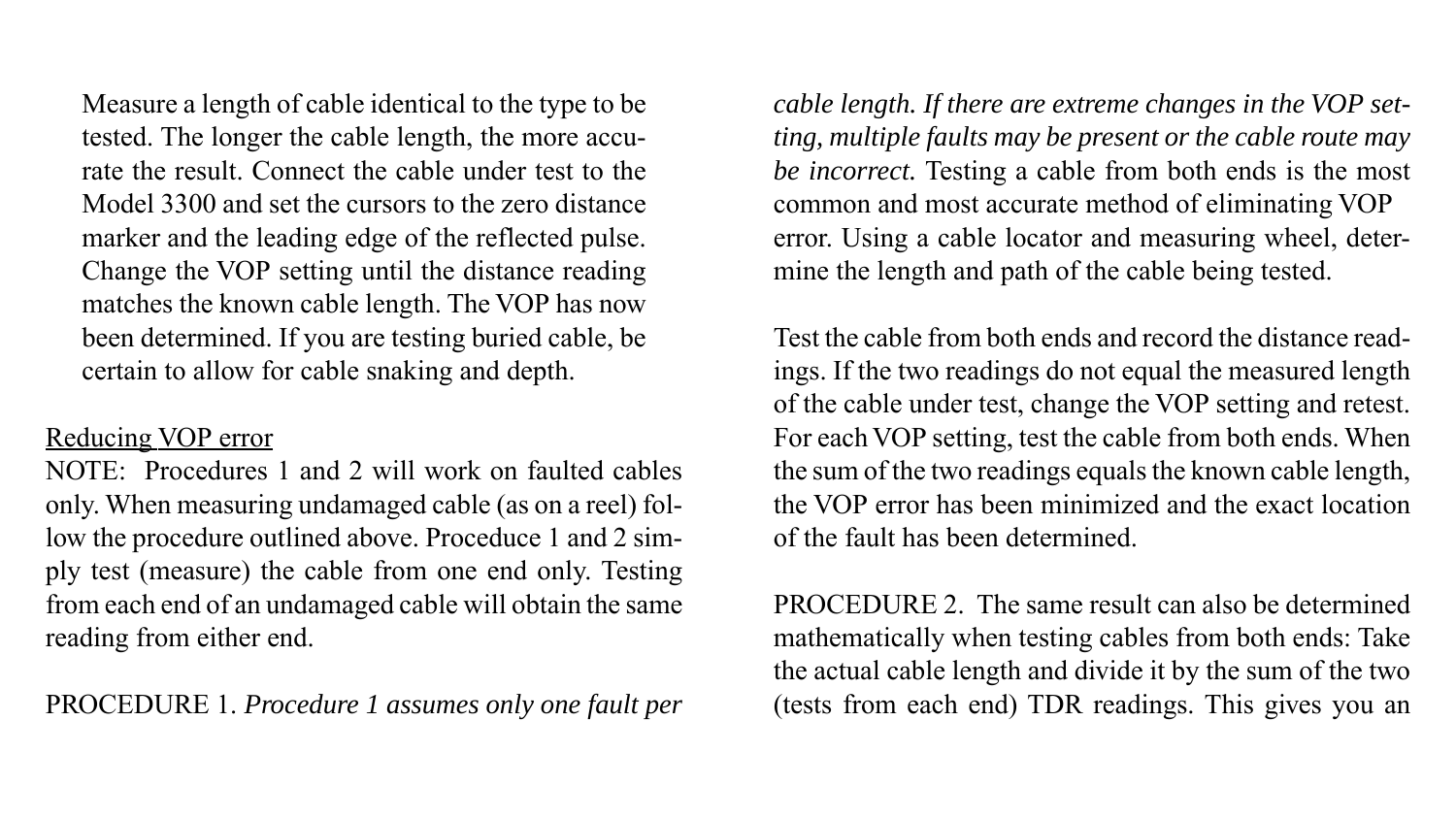Measure a length of cable identical to the type to be tested. The longer the cable length, the more accurate the result. Connect the cable under test to the Model 3300 and set the cursors to the zero distance marker and the leading edge of the reflected pulse. Change the VOP setting until the distance reading matches the known cable length. The VOP has now been determined. If you are testing buried cable, be certain to allow for cable snaking and depth.

<u>Reducing VOP error</u>

NOTE: Procedures 1 and 2 will work on faulted cables only. When measuring undamaged cable (as on a reel) follow the procedure outlined above. Proceduce 1 and 2 simply test (measure) the cable from one end only. Testing from each end of an undamaged cable will obtain the same reading from either end.

PROCEDURE 1. *Procedure 1 assumes only one fault per cable length. If there are extreme changes in the VOP setting, multiple faults may be present or the cable route may be incorrect.* Testing a cable from both ends is the most common and most accurate method of eliminating VOP error. Using a cable locator and measuring wheel, determine the length and path of the cable being tested.

Test the cable from both ends and record the distance readings. If the two readings do not equal the measured length of the cable under test, change the VOP setting and retest. For each VOP setting, test the cable from both ends. When the sum of the two readings equals the known cable length, the VOP error has been minimized and the exact location of the fault has been determined.

PROCEDURE 2. The same result can also be determined mathematically when testing cables from both ends: Take the actual cable length and divide it by the sum of the two (tests from each end) TDR readings. This gives you an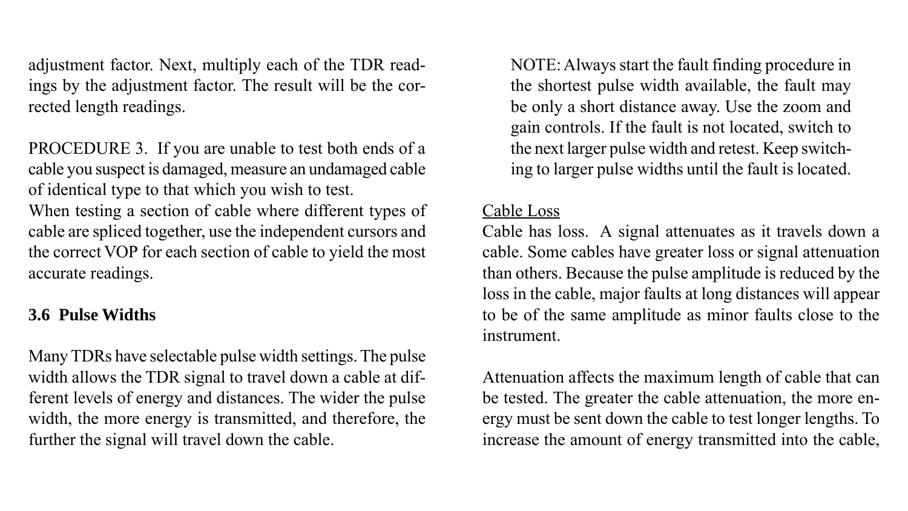adjustment factor. Next, multiply each of the TDR readings by the adjustment factor. The result will be the corrected length readings.

PROCEDURE 3. If you are unable to test both ends of a cable you suspect is damaged, measure an undamaged cable of identical type to that which you wish to test.
When testing a section of cable where different types of cable are spliced together, use the independent cursors and the correct VOP for each section of cable to yield the most accurate readings.

### 3.6 Pulse Widths

Many TDRs have selectable pulse width settings. The pulse width allows the TDR signal to travel down a cable at different levels of energy and distances. The wider the pulse width, the more energy is transmitted, and therefore, the further the signal will travel down the cable.

> NOTE: Always start the fault finding procedure in the shortest pulse width available, the fault may be only a short distance away. Use the zoom and gain controls. If the fault is not located, switch to the next larger pulse width and retest. Keep switching to larger pulse widths until the fault is located.

<u>Cable Loss</u>
Cable has loss. A signal attenuates as it travels down a cable. Some cables have greater loss or signal attenuation than others. Because the pulse amplitude is reduced by the loss in the cable, major faults at long distances will appear to be of the same amplitude as minor faults close to the instrument.

Attenuation affects the maximum length of cable that can be tested. The greater the cable attenuation, the more energy must be sent down the cable to test longer lengths. To increase the amount of energy transmitted into the cable,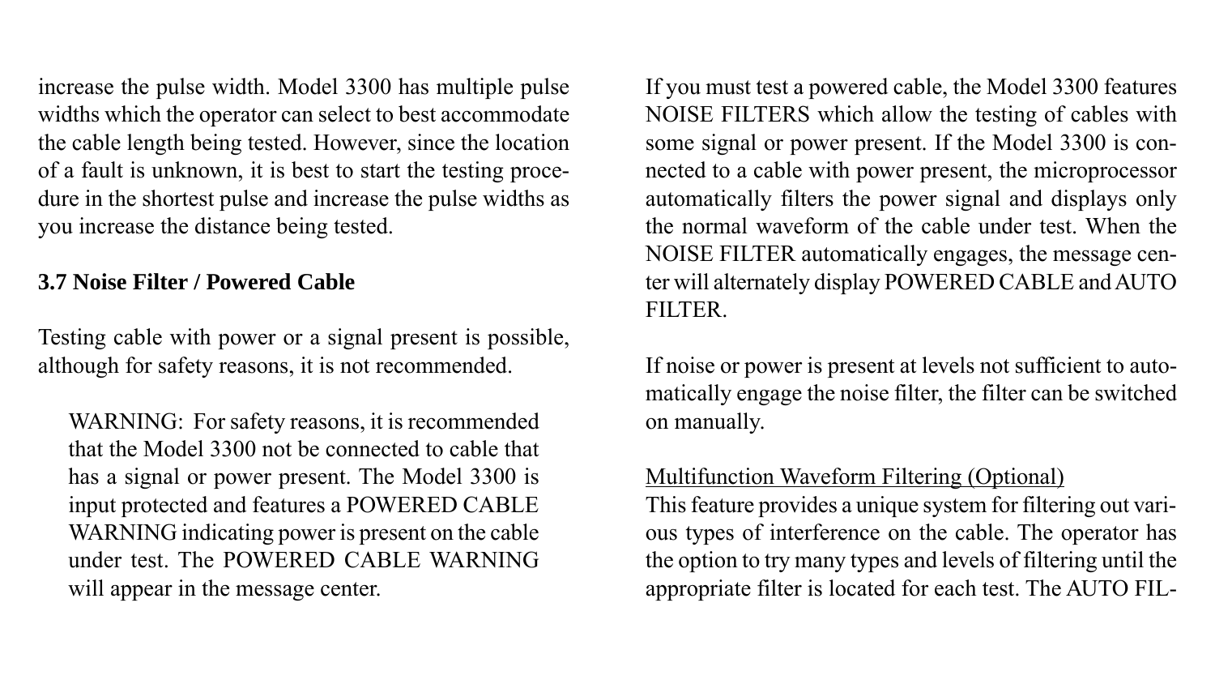increase the pulse width. Model 3300 has multiple pulse widths which the operator can select to best accommodate the cable length being tested. However, since the location of a fault is unknown, it is best to start the testing procedure in the shortest pulse and increase the pulse widths as you increase the distance being tested.

### 3.7 Noise Filter / Powered Cable

Testing cable with power or a signal present is possible, although for safety reasons, it is not recommended.

> WARNING: For safety reasons, it is recommended that the Model 3300 not be connected to cable that has a signal or power present. The Model 3300 is input protected and features a POWERED CABLE WARNING indicating power is present on the cable under test. The POWERED CABLE WARNING will appear in the message center.

If you must test a powered cable, the Model 3300 features NOISE FILTERS which allow the testing of cables with some signal or power present. If the Model 3300 is connected to a cable with power present, the microprocessor automatically filters the power signal and displays only the normal waveform of the cable under test. When the NOISE FILTER automatically engages, the message center will alternately display POWERED CABLE and AUTO FILTER.

If noise or power is present at levels not sufficient to automatically engage the noise filter, the filter can be switched on manually.

<u>Multifunction Waveform Filtering (Optional)</u>
This feature provides a unique system for filtering out various types of interference on the cable. The operator has the option to try many types and levels of filtering until the appropriate filter is located for each test. The AUTO FIL-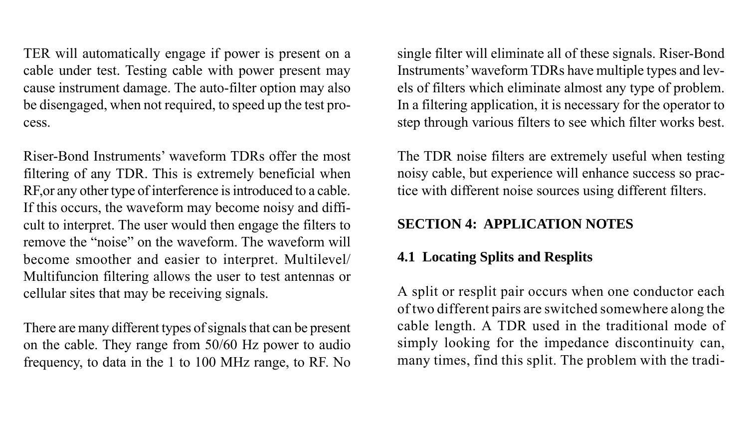TER will automatically engage if power is present on a cable under test. Testing cable with power present may cause instrument damage. The auto-filter option may also be disengaged, when not required, to speed up the test process.

Riser-Bond Instruments' waveform TDRs offer the most filtering of any TDR. This is extremely beneficial when RF,or any other type of interference is introduced to a cable. If this occurs, the waveform may become noisy and difficult to interpret. The user would then engage the filters to remove the "noise" on the waveform. The waveform will become smoother and easier to interpret. Multilevel/ Multifuncion filtering allows the user to test antennas or cellular sites that may be receiving signals.

There are many different types of signals that can be present on the cable. They range from 50/60 Hz power to audio frequency, to data in the 1 to 100 MHz range, to RF. No single filter will eliminate all of these signals. Riser-Bond Instruments' waveform TDRs have multiple types and levels of filters which eliminate almost any type of problem. In a filtering application, it is necessary for the operator to step through various filters to see which filter works best.

The TDR noise filters are extremely useful when testing noisy cable, but experience will enhance success so practice with different noise sources using different filters.

# SECTION 4: APPLICATION NOTES

## 4.1 Locating Splits and Resplits

A split or resplit pair occurs when one conductor each of two different pairs are switched somewhere along the cable length. A TDR used in the traditional mode of simply looking for the impedance discontinuity can, many times, find this split. The problem with the tradi-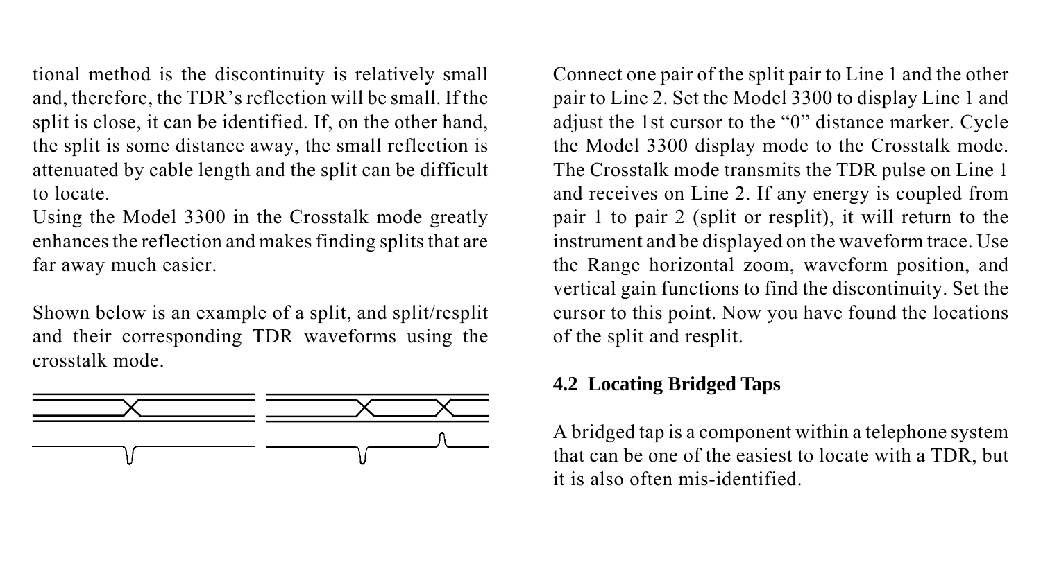tional method is the discontinuity is relatively small and, therefore, the TDR's reflection will be small. If the split is close, it can be identified. If, on the other hand, the split is some distance away, the small reflection is attenuated by cable length and the split can be difficult to locate.

Using the Model 3300 in the Crosstalk mode greatly enhances the reflection and makes finding splits that are far away much easier.

Shown below is an example of a split, and split/resplit and their corresponding TDR waveforms using the crosstalk mode.

Connect one pair of the split pair to Line 1 and the other pair to Line 2. Set the Model 3300 to display Line 1 and adjust the 1st cursor to the "0" distance marker. Cycle the Model 3300 display mode to the Crosstalk mode. The Crosstalk mode transmits the TDR pulse on Line 1 and receives on Line 2. If any energy is coupled from pair 1 to pair 2 (split or resplit), it will return to the instrument and be displayed on the waveform trace. Use the Range horizontal zoom, waveform position, and vertical gain functions to find the discontinuity. Set the cursor to this point. Now you have found the locations of the split and resplit.

## 4.2 Locating Bridged Taps

A bridged tap is a component within a telephone system that can be one of the easiest to locate with a TDR, but it is also often mis-identified.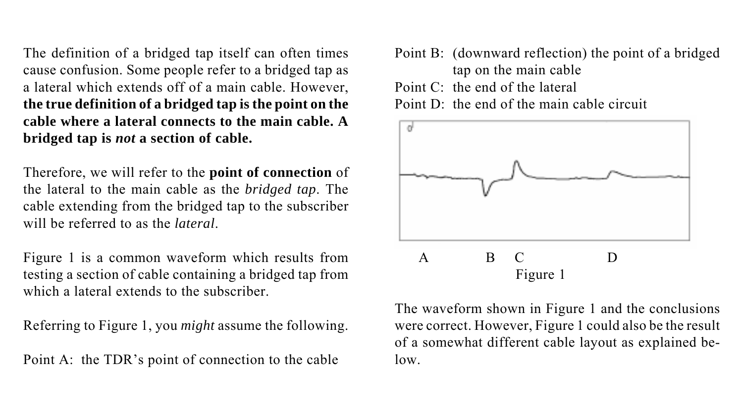The definition of a bridged tap itself can often times cause confusion. Some people refer to a bridged tap as a lateral which extends off of a main cable. However, **the true definition of a bridged tap is the point on the cable where a lateral connects to the main cable. A bridged tap is *not* a section of cable.**

Therefore, we will refer to the **point of connection** of the lateral to the main cable as the *bridged tap*. The cable extending from the bridged tap to the subscriber will be referred to as the *lateral*.

Figure 1 is a common waveform which results from testing a section of cable containing a bridged tap from which a lateral extends to the subscriber.

Referring to Figure 1, you *might* assume the following.

Point A: the TDR's point of connection to the cable

Point B: (downward reflection) the point of a bridged tap on the main cable

Point C: the end of the lateral

Point D: the end of the main cable circuit

A B C D

Figure 1

The waveform shown in Figure 1 and the conclusions were correct. However, Figure 1 could also be the result of a somewhat different cable layout as explained below.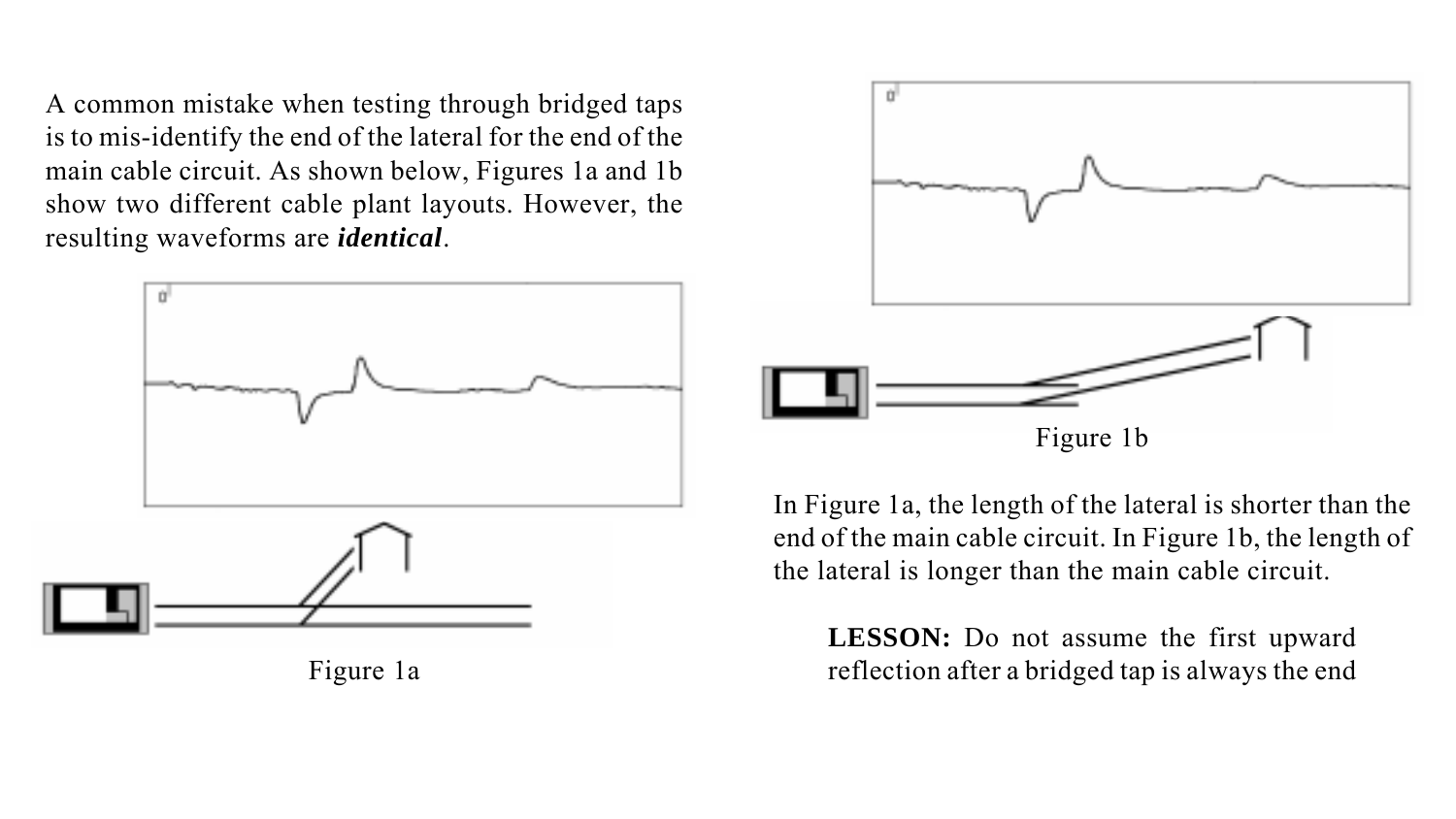A common mistake when testing through bridged taps is to mis-identify the end of the lateral for the end of the main cable circuit. As shown below, Figures 1a and 1b show two different cable plant layouts. However, the resulting waveforms are ***identical***.

Figure 1a

Figure 1b

In Figure 1a, the length of the lateral is shorter than the end of the main cable circuit. In Figure 1b, the length of the lateral is longer than the main cable circuit.

**LESSON:** Do not assume the first upward reflection after a bridged tap is always the end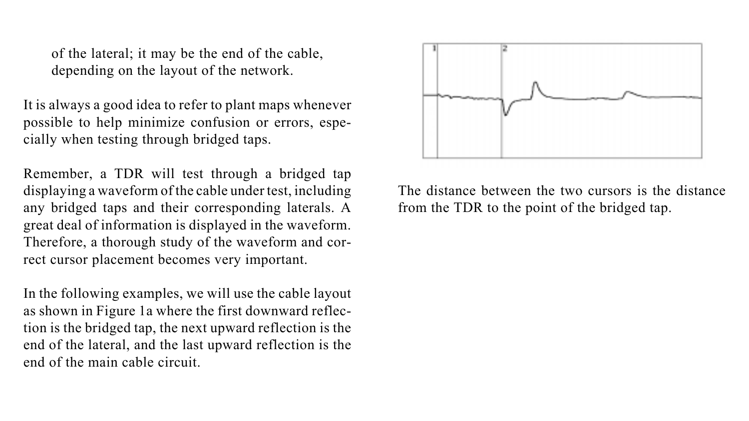of the lateral; it may be the end of the cable, depending on the layout of the network.

It is always a good idea to refer to plant maps whenever possible to help minimize confusion or errors, especially when testing through bridged taps.

Remember, a TDR will test through a bridged tap displaying a waveform of the cable under test, including any bridged taps and their corresponding laterals. A great deal of information is displayed in the waveform. Therefore, a thorough study of the waveform and correct cursor placement becomes very important.

In the following examples, we will use the cable layout as shown in Figure 1a where the first downward reflection is the bridged tap, the next upward reflection is the end of the lateral, and the last upward reflection is the end of the main cable circuit.

The distance between the two cursors is the distance from the TDR to the point of the bridged tap.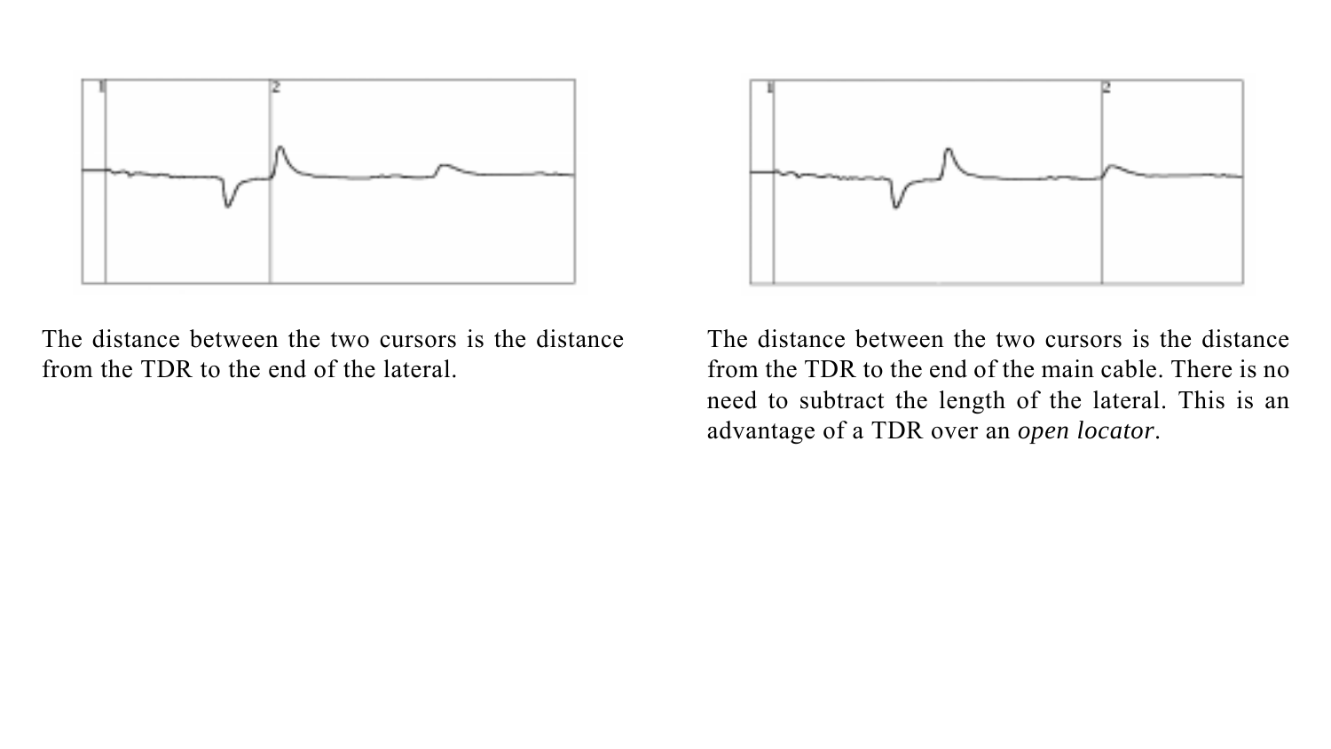The distance between the two cursors is the distance from the TDR to the end of the lateral.

The distance between the two cursors is the distance from the TDR to the end of the main cable. There is no need to subtract the length of the lateral. This is an advantage of a TDR over an *open locator*.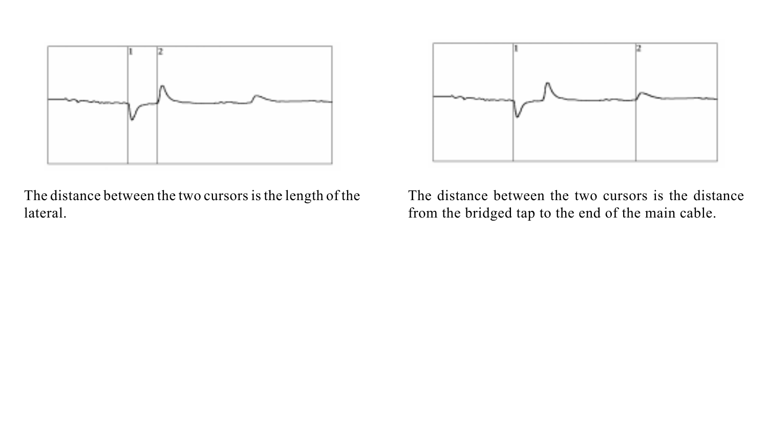The distance between the two cursors is the length of the lateral.

The distance between the two cursors is the distance from the bridged tap to the end of the main cable.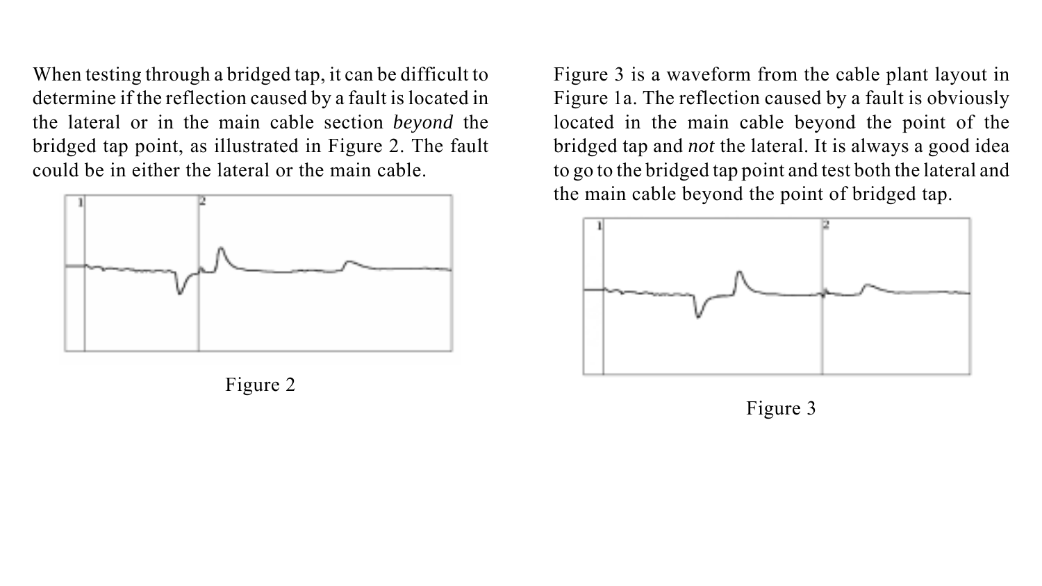When testing through a bridged tap, it can be difficult to determine if the reflection caused by a fault is located in the lateral or in the main cable section *beyond* the bridged tap point, as illustrated in Figure 2. The fault could be in either the lateral or the main cable.

Figure 2

Figure 3 is a waveform from the cable plant layout in Figure 1a. The reflection caused by a fault is obviously located in the main cable beyond the point of the bridged tap and *not* the lateral. It is always a good idea to go to the bridged tap point and test both the lateral and the main cable beyond the point of bridged tap.

Figure 3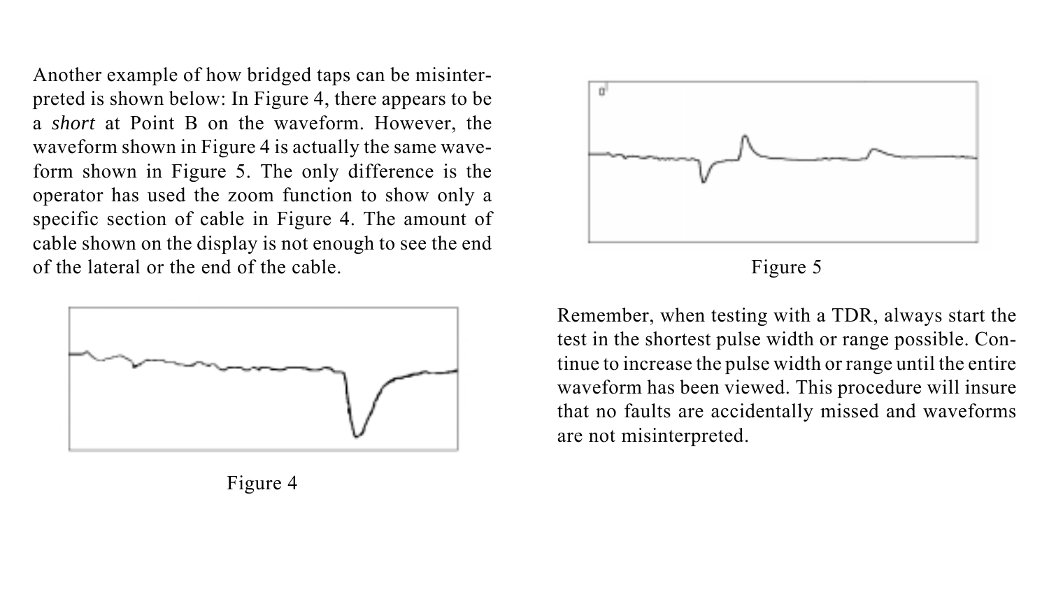Another example of how bridged taps can be misinterpreted is shown below: In Figure 4, there appears to be a *short* at Point B on the waveform. However, the waveform shown in Figure 4 is actually the same waveform shown in Figure 5. The only difference is the operator has used the zoom function to show only a specific section of cable in Figure 4. The amount of cable shown on the display is not enough to see the end of the lateral or the end of the cable.

Figure 4

Figure 5

Remember, when testing with a TDR, always start the test in the shortest pulse width or range possible. Continue to increase the pulse width or range until the entire waveform has been viewed. This procedure will insure that no faults are accidentally missed and waveforms are not misinterpreted.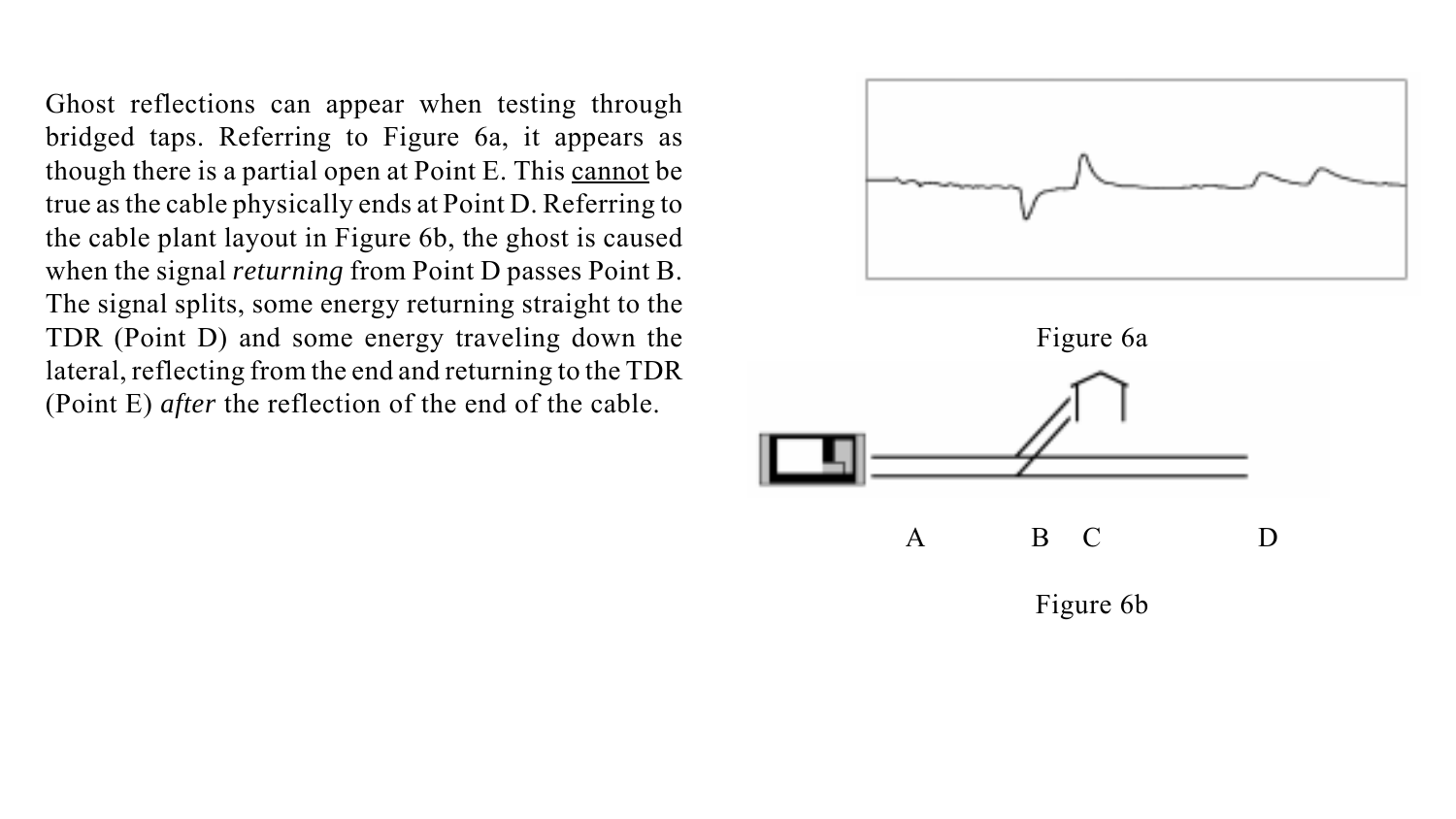Ghost reflections can appear when testing through bridged taps. Referring to Figure 6a, it appears as though there is a partial open at Point E. This cannot be true as the cable physically ends at Point D. Referring to the cable plant layout in Figure 6b, the ghost is caused when the signal *returning* from Point D passes Point B. The signal splits, some energy returning straight to the TDR (Point D) and some energy traveling down the lateral, reflecting from the end and returning to the TDR (Point E) *after* the reflection of the end of the cable.

Figure 6a

A B C D

Figure 6b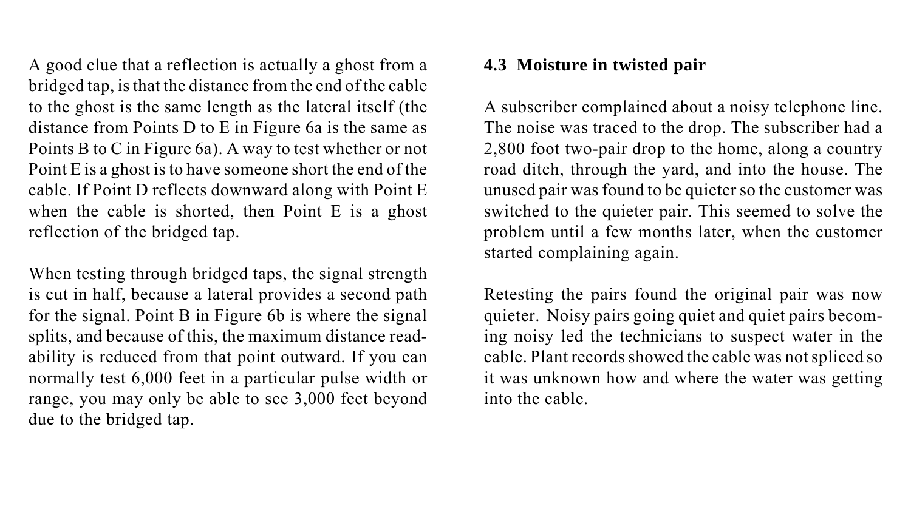A good clue that a reflection is actually a ghost from a bridged tap, is that the distance from the end of the cable to the ghost is the same length as the lateral itself (the distance from Points D to E in Figure 6a is the same as Points B to C in Figure 6a). A way to test whether or not Point E is a ghost is to have someone short the end of the cable. If Point D reflects downward along with Point E when the cable is shorted, then Point E is a ghost reflection of the bridged tap.

When testing through bridged taps, the signal strength is cut in half, because a lateral provides a second path for the signal. Point B in Figure 6b is where the signal splits, and because of this, the maximum distance readability is reduced from that point outward. If you can normally test 6,000 feet in a particular pulse width or range, you may only be able to see 3,000 feet beyond due to the bridged tap.

### 4.3 Moisture in twisted pair

A subscriber complained about a noisy telephone line. The noise was traced to the drop. The subscriber had a 2,800 foot two-pair drop to the home, along a country road ditch, through the yard, and into the house. The unused pair was found to be quieter so the customer was switched to the quieter pair. This seemed to solve the problem until a few months later, when the customer started complaining again.

Retesting the pairs found the original pair was now quieter. Noisy pairs going quiet and quiet pairs becoming noisy led the technicians to suspect water in the cable. Plant records showed the cable was not spliced so it was unknown how and where the water was getting into the cable.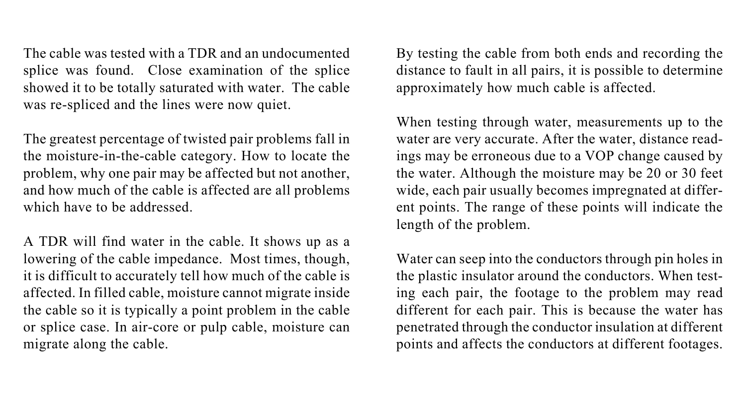The cable was tested with a TDR and an undocumented splice was found. Close examination of the splice showed it to be totally saturated with water. The cable was re-spliced and the lines were now quiet.

The greatest percentage of twisted pair problems fall in the moisture-in-the-cable category. How to locate the problem, why one pair may be affected but not another, and how much of the cable is affected are all problems which have to be addressed.

A TDR will find water in the cable. It shows up as a lowering of the cable impedance. Most times, though, it is difficult to accurately tell how much of the cable is affected. In filled cable, moisture cannot migrate inside the cable so it is typically a point problem in the cable or splice case. In air-core or pulp cable, moisture can migrate along the cable.

By testing the cable from both ends and recording the distance to fault in all pairs, it is possible to determine approximately how much cable is affected.

When testing through water, measurements up to the water are very accurate. After the water, distance readings may be erroneous due to a VOP change caused by the water. Although the moisture may be 20 or 30 feet wide, each pair usually becomes impregnated at different points. The range of these points will indicate the length of the problem.

Water can seep into the conductors through pin holes in the plastic insulator around the conductors. When testing each pair, the footage to the problem may read different for each pair. This is because the water has penetrated through the conductor insulation at different points and affects the conductors at different footages.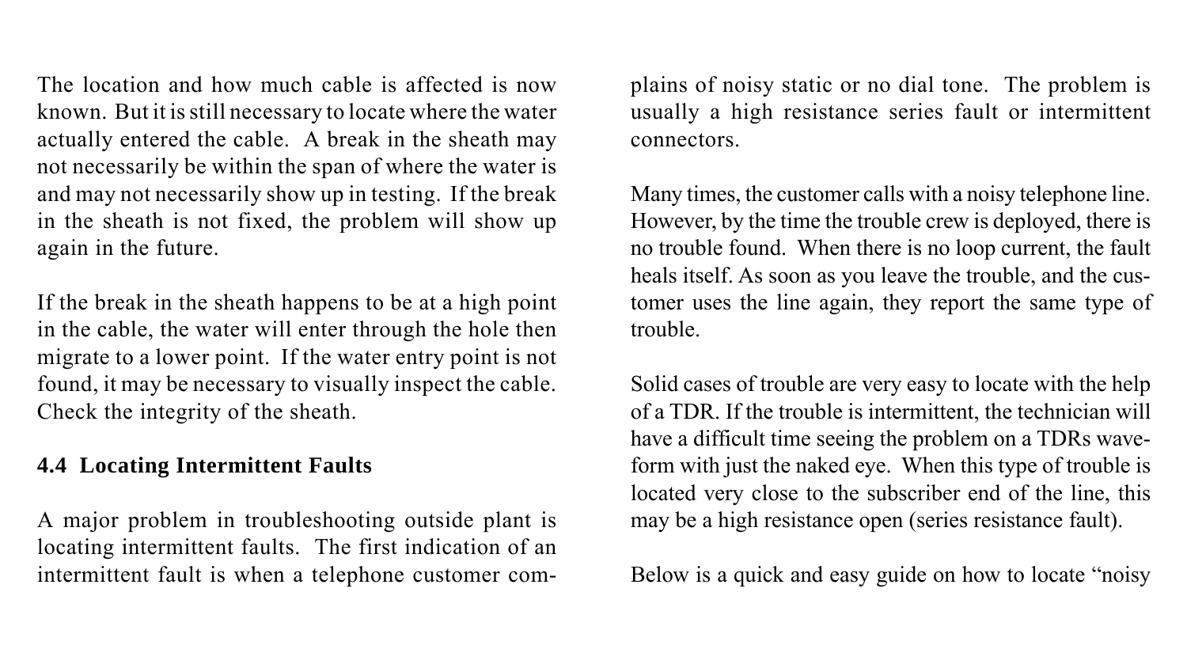The location and how much cable is affected is now known. But it is still necessary to locate where the water actually entered the cable. A break in the sheath may not necessarily be within the span of where the water is and may not necessarily show up in testing. If the break in the sheath is not fixed, the problem will show up again in the future.

If the break in the sheath happens to be at a high point in the cable, the water will enter through the hole then migrate to a lower point. If the water entry point is not found, it may be necessary to visually inspect the cable. Check the integrity of the sheath.

### 4.4 Locating Intermittent Faults

A major problem in troubleshooting outside plant is locating intermittent faults. The first indication of an intermittent fault is when a telephone customer complains of noisy static or no dial tone. The problem is usually a high resistance series fault or intermittent connectors.

Many times, the customer calls with a noisy telephone line. However, by the time the trouble crew is deployed, there is no trouble found. When there is no loop current, the fault heals itself. As soon as you leave the trouble, and the customer uses the line again, they report the same type of trouble.

Solid cases of trouble are very easy to locate with the help of a TDR. If the trouble is intermittent, the technician will have a difficult time seeing the problem on a TDRs waveform with just the naked eye. When this type of trouble is located very close to the subscriber end of the line, this may be a high resistance open (series resistance fault).

Below is a quick and easy guide on how to locate “noisy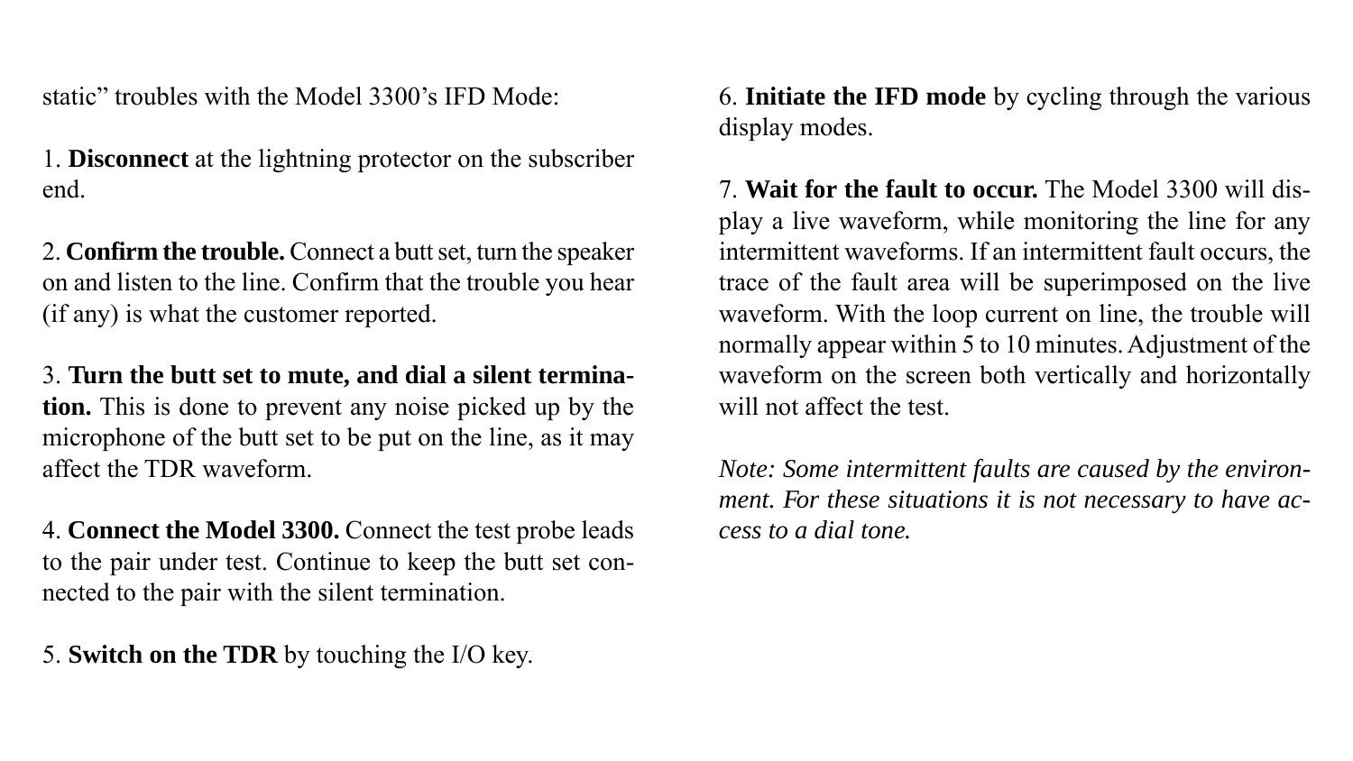static" troubles with the Model 3300's IFD Mode:

1. **Disconnect** at the lightning protector on the subscriber end.

2. **Confirm the trouble.** Connect a butt set, turn the speaker on and listen to the line. Confirm that the trouble you hear (if any) is what the customer reported.

3. **Turn the butt set to mute, and dial a silent termination.** This is done to prevent any noise picked up by the microphone of the butt set to be put on the line, as it may affect the TDR waveform.

4. **Connect the Model 3300.** Connect the test probe leads to the pair under test. Continue to keep the butt set connected to the pair with the silent termination.

5. **Switch on the TDR** by touching the I/O key.

6. **Initiate the IFD mode** by cycling through the various display modes.

7. **Wait for the fault to occur.** The Model 3300 will display a live waveform, while monitoring the line for any intermittent waveforms. If an intermittent fault occurs, the trace of the fault area will be superimposed on the live waveform. With the loop current on line, the trouble will normally appear within 5 to 10 minutes. Adjustment of the waveform on the screen both vertically and horizontally will not affect the test.

*Note: Some intermittent faults are caused by the environment. For these situations it is not necessary to have access to a dial tone.*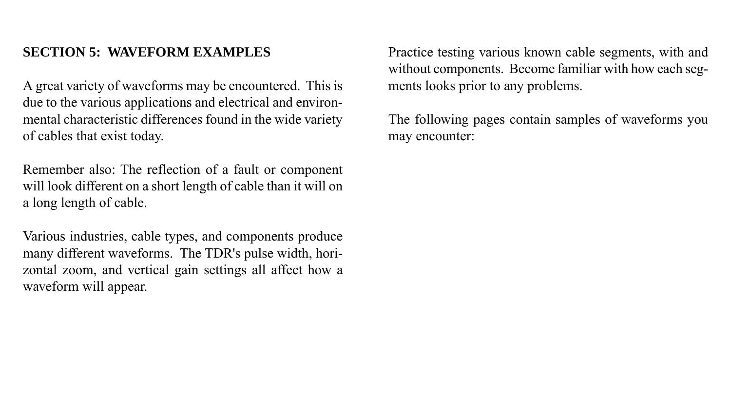## SECTION 5: WAVEFORM EXAMPLES

A great variety of waveforms may be encountered. This is due to the various applications and electrical and environmental characteristic differences found in the wide variety of cables that exist today.

Remember also: The reflection of a fault or component will look different on a short length of cable than it will on a long length of cable.

Various industries, cable types, and components produce many different waveforms. The TDR's pulse width, horizontal zoom, and vertical gain settings all affect how a waveform will appear.

Practice testing various known cable segments, with and without components. Become familiar with how each segments looks prior to any problems.

The following pages contain samples of waveforms you may encounter: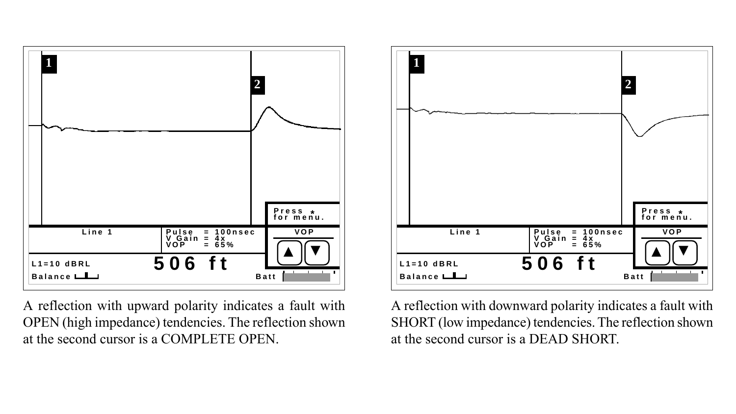A reflection with upward polarity indicates a fault with OPEN (high impedance) tendencies. The reflection shown at the second cursor is a COMPLETE OPEN.

A reflection with downward polarity indicates a fault with SHORT (low impedance) tendencies. The reflection shown at the second cursor is a DEAD SHORT.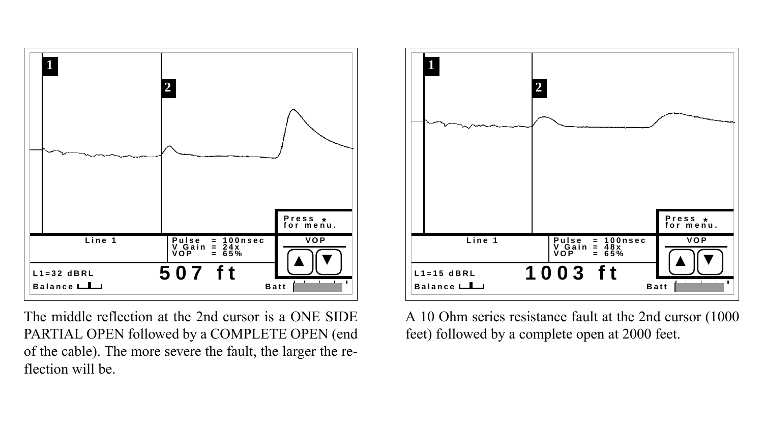The middle reflection at the 2nd cursor is a ONE SIDE PARTIAL OPEN followed by a COMPLETE OPEN (end of the cable). The more severe the fault, the larger the reflection will be.

A 10 Ohm series resistance fault at the 2nd cursor (1000 feet) followed by a complete open at 2000 feet.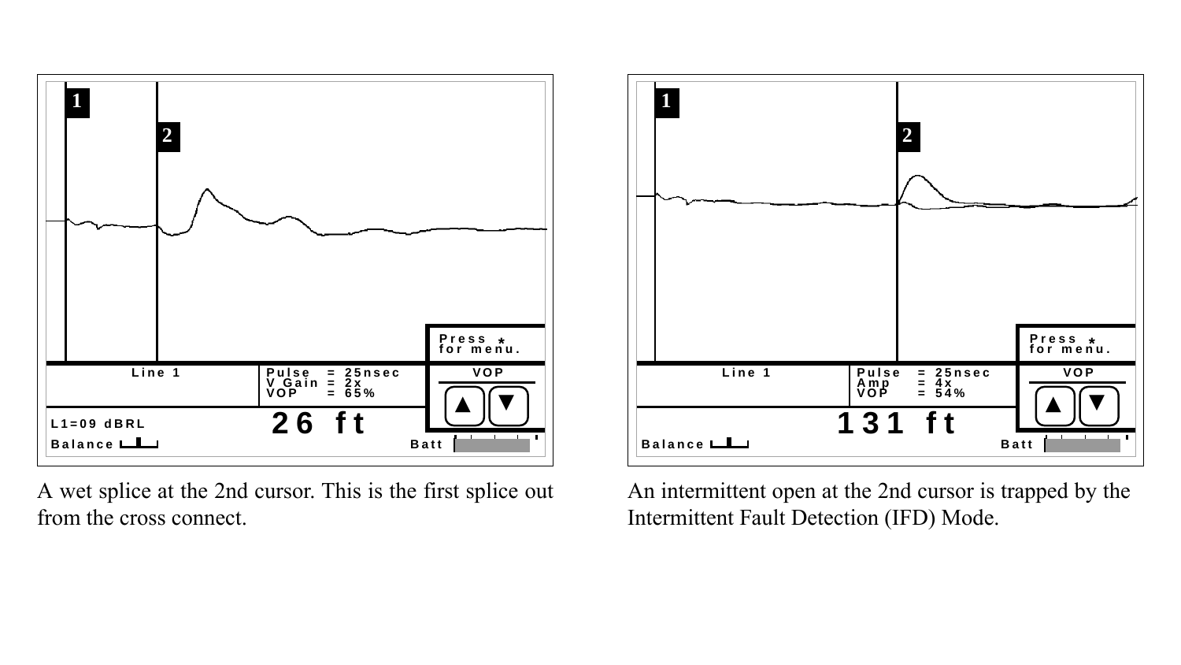A wet splice at the 2nd cursor. This is the first splice out from the cross connect.

An intermittent open at the 2nd cursor is trapped by the Intermittent Fault Detection (IFD) Mode.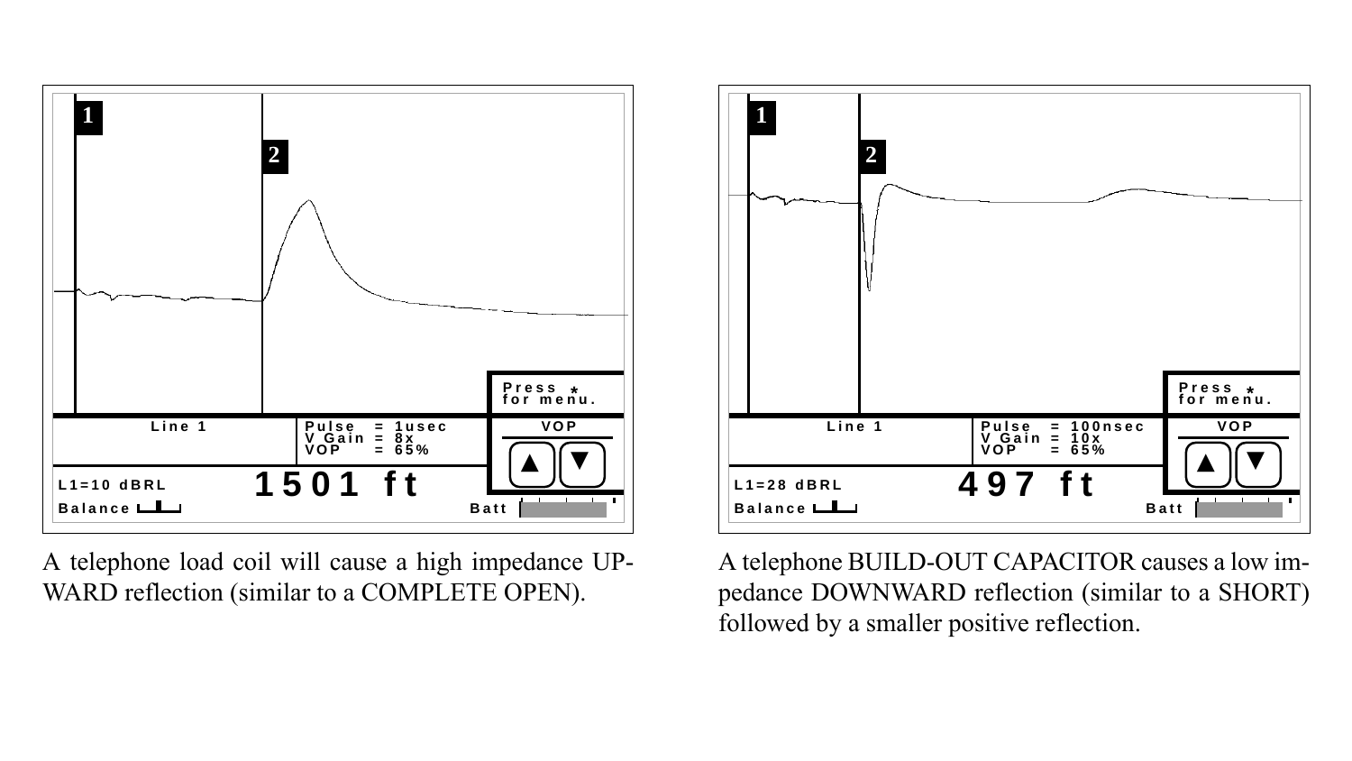1

2

Press * for menu.

Line 1

Pulse = 1usec
V Gain = 8x
VOP = 65%

VOP

L1=10 dBRL

1501 ft

Balance

Batt

A telephone load coil will cause a high impedance UPWARD reflection (similar to a COMPLETE OPEN).

1

2

Press * for menu.

Line 1

Pulse = 100nsec
V Gain = 10x
VOP = 65%

VOP

L1=28 dBRL

497 ft

Balance

Batt

A telephone BUILD-OUT CAPACITOR causes a low impedance DOWNWARD reflection (similar to a SHORT) followed by a smaller positive reflection.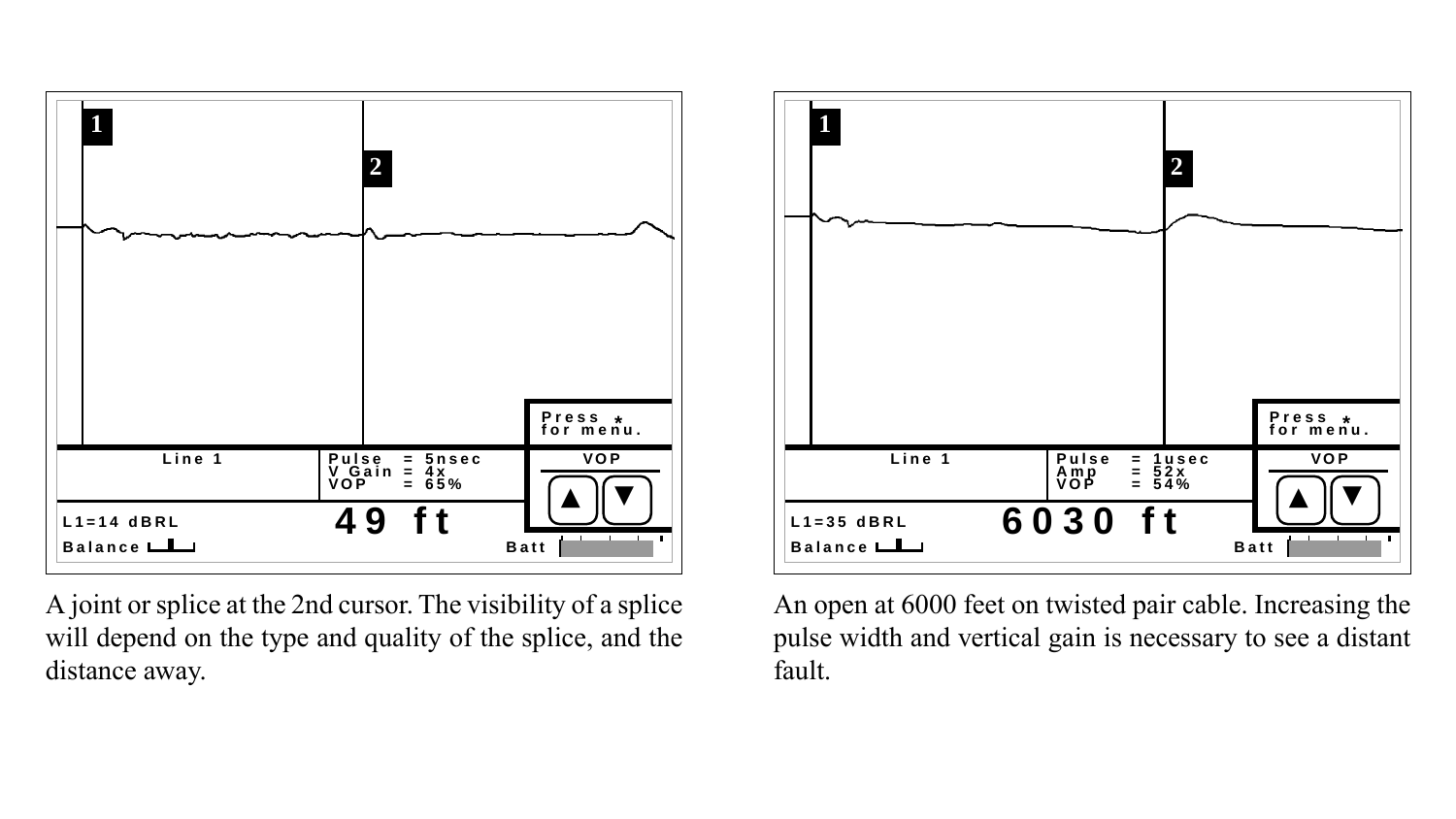A joint or splice at the 2nd cursor. The visibility of a splice will depend on the type and quality of the splice, and the distance away.

An open at 6000 feet on twisted pair cable. Increasing the pulse width and vertical gain is necessary to see a distant fault.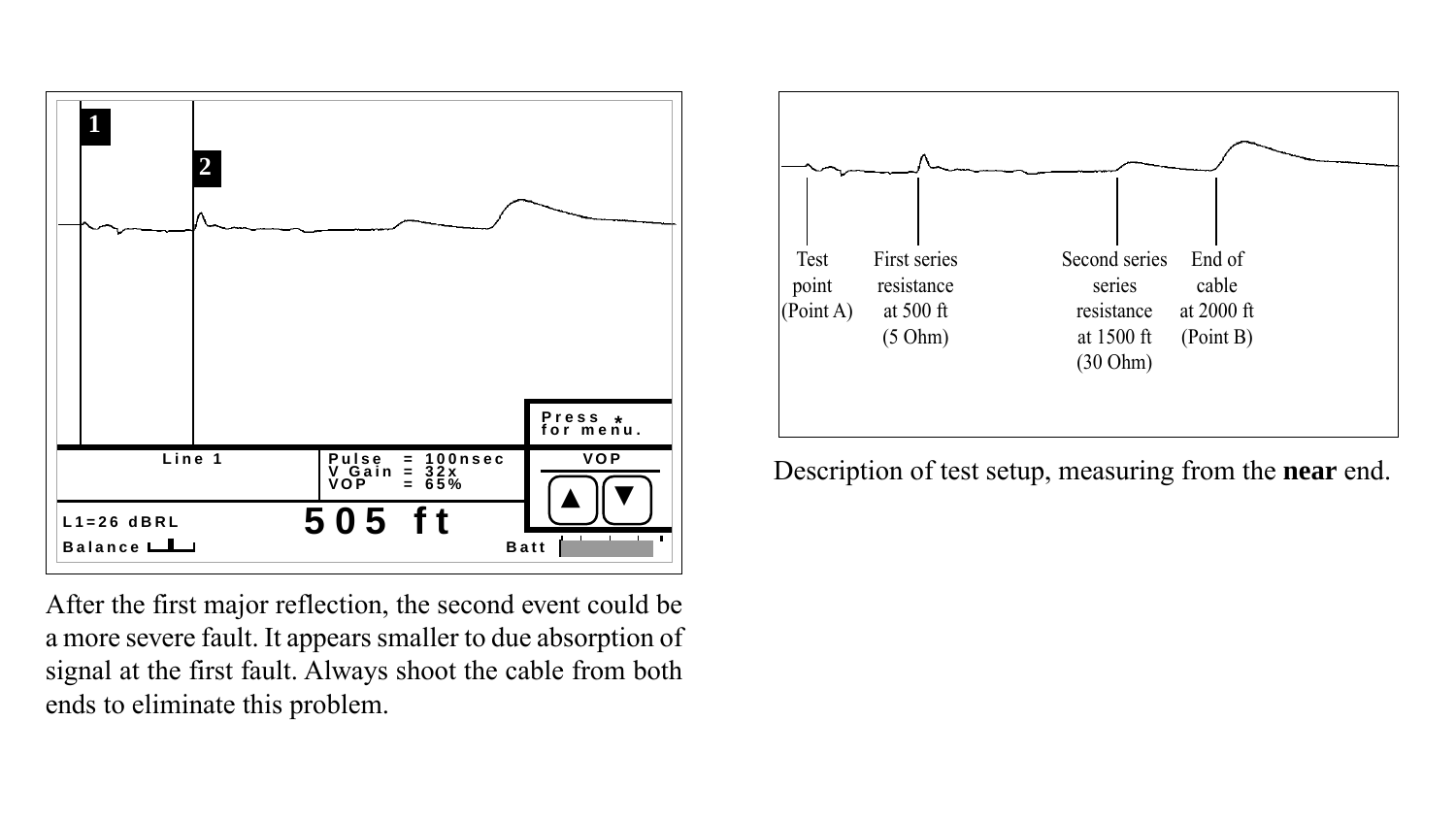After the first major reflection, the second event could be a more severe fault. It appears smaller to due absorption of signal at the first fault. Always shoot the cable from both ends to eliminate this problem.

Description of test setup, measuring from the **near** end.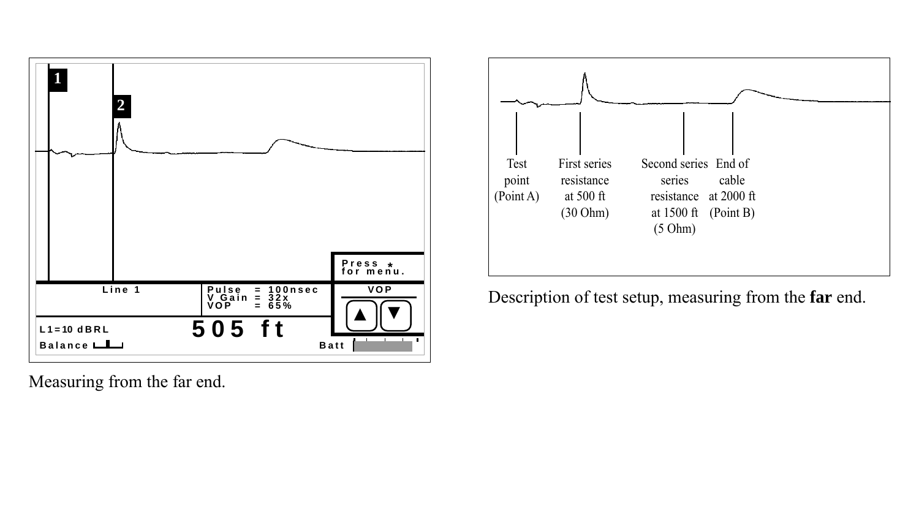Measuring from the far end.

Description of test setup, measuring from the **far** end.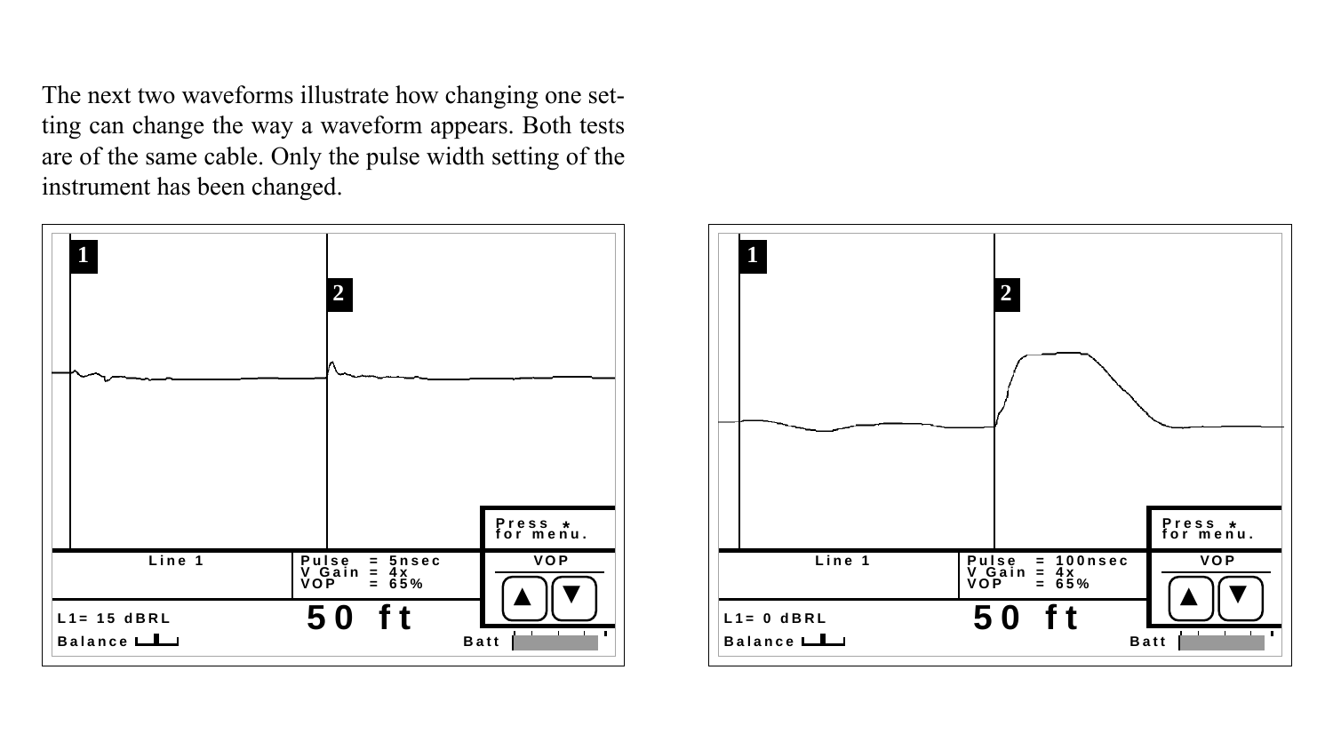The next two waveforms illustrate how changing one setting can change the way a waveform appears. Both tests are of the same cable. Only the pulse width setting of the instrument has been changed.

1 2

Press * for menu.

Line 1

Pulse = 5nsec
V Gain = 4x
VOP = 65%

VOP

L1= 15 dBRL

50 ft

Balance

Batt

1 2

Press * for menu.

Line 1

Pulse = 100nsec
V Gain = 4x
VOP = 65%

VOP

L1= 0 dBRL

50 ft

Balance

Batt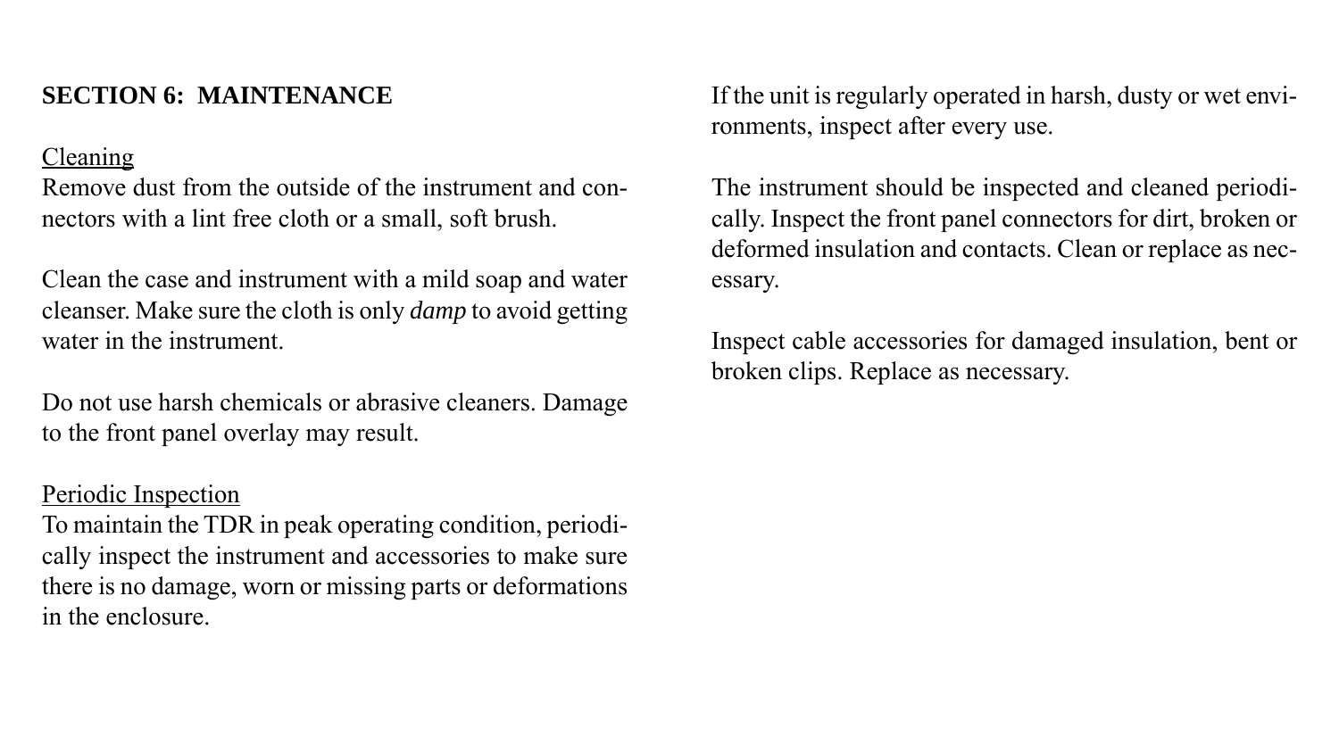## SECTION 6: MAINTENANCE

Cleaning

Remove dust from the outside of the instrument and connectors with a lint free cloth or a small, soft brush.

Clean the case and instrument with a mild soap and water cleanser. Make sure the cloth is only *damp* to avoid getting water in the instrument.

Do not use harsh chemicals or abrasive cleaners. Damage to the front panel overlay may result.

Periodic Inspection

To maintain the TDR in peak operating condition, periodically inspect the instrument and accessories to make sure there is no damage, worn or missing parts or deformations in the enclosure.

If the unit is regularly operated in harsh, dusty or wet environments, inspect after every use.

The instrument should be inspected and cleaned periodically. Inspect the front panel connectors for dirt, broken or deformed insulation and contacts. Clean or replace as necessary.

Inspect cable accessories for damaged insulation, bent or broken clips. Replace as necessary.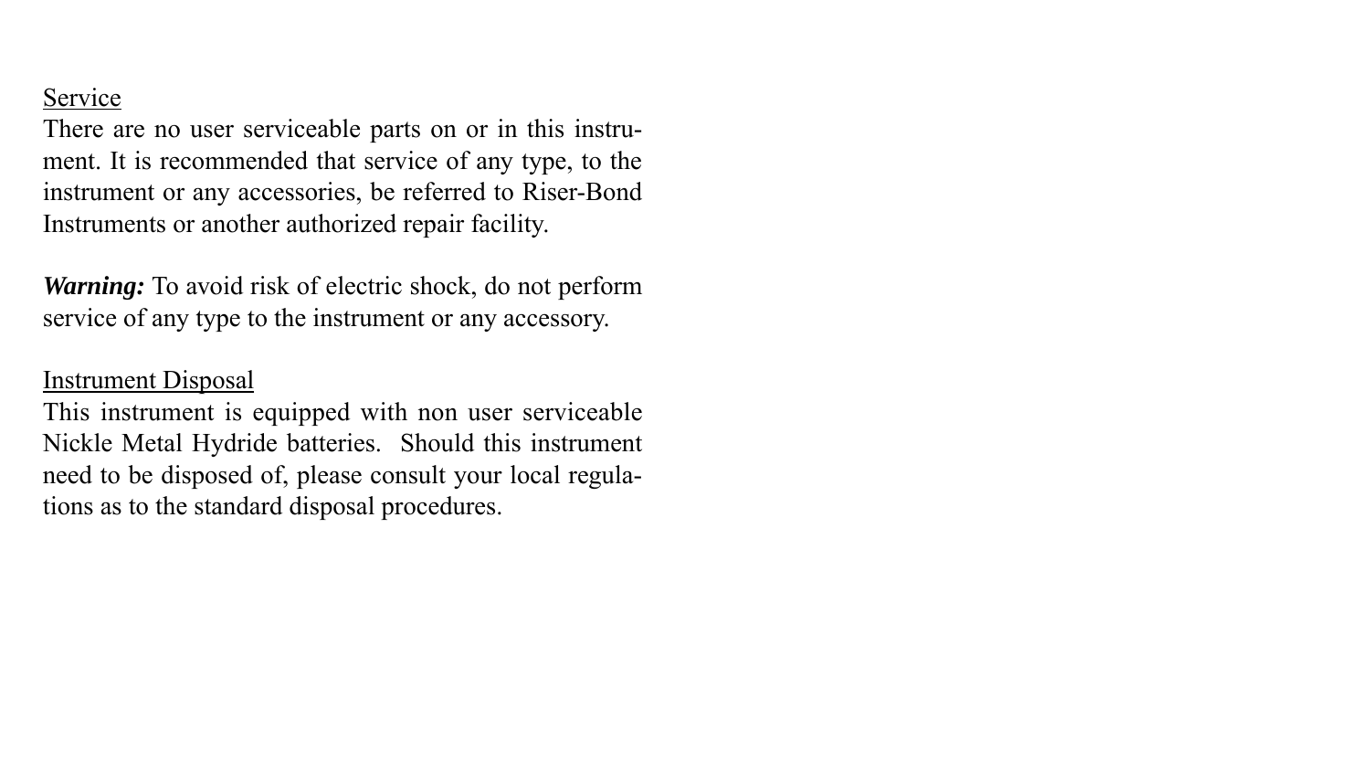## Service

There are no user serviceable parts on or in this instrument. It is recommended that service of any type, to the instrument or any accessories, be referred to Riser-Bond Instruments or another authorized repair facility.

***Warning:*** To avoid risk of electric shock, do not perform service of any type to the instrument or any accessory.

## Instrument Disposal

This instrument is equipped with non user serviceable Nickle Metal Hydride batteries. Should this instrument need to be disposed of, please consult your local regulations as to the standard disposal procedures.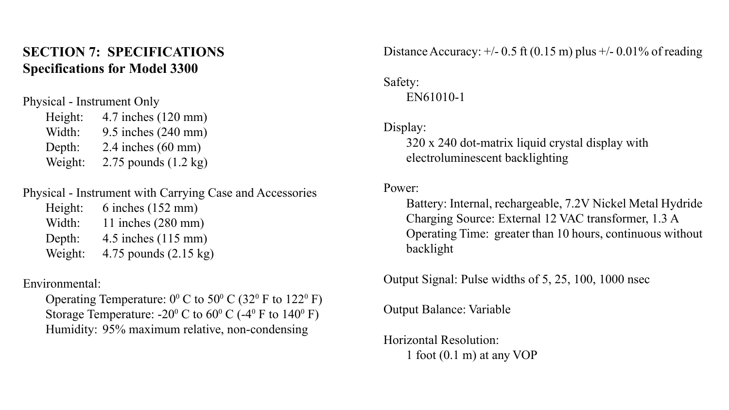## SECTION 7: SPECIFICATIONS
### Specifications for Model 3300

Physical - Instrument Only

- Height: 4.7 inches (120 mm)
- Width: 9.5 inches (240 mm)
- Depth: 2.4 inches (60 mm)
- Weight: 2.75 pounds (1.2 kg)

Physical - Instrument with Carrying Case and Accessories

- Height: 6 inches (152 mm)
- Width: 11 inches (280 mm)
- Depth: 4.5 inches (115 mm)
- Weight: 4.75 pounds (2.15 kg)

Environmental:

- Operating Temperature: $0^0$ C to $50^0$ C ($32^0$ F to $122^0$ F)
- Storage Temperature: $-20^0$ C to $60^0$ C ($-4^0$ F to $140^0$ F)
- Humidity: 95% maximum relative, non-condensing

Distance Accuracy: +/- 0.5 ft (0.15 m) plus +/- 0.01% of reading

Safety:

- EN61010-1

Display:

- 320 x 240 dot-matrix liquid crystal display with electroluminescent backlighting

Power:

- Battery: Internal, rechargeable, 7.2V Nickel Metal Hydride
- Charging Source: External 12 VAC transformer, 1.3 A
- Operating Time: greater than 10 hours, continuous without backlight

Output Signal: Pulse widths of 5, 25, 100, 1000 nsec

Output Balance: Variable

Horizontal Resolution:

- 1 foot (0.1 m) at any VOP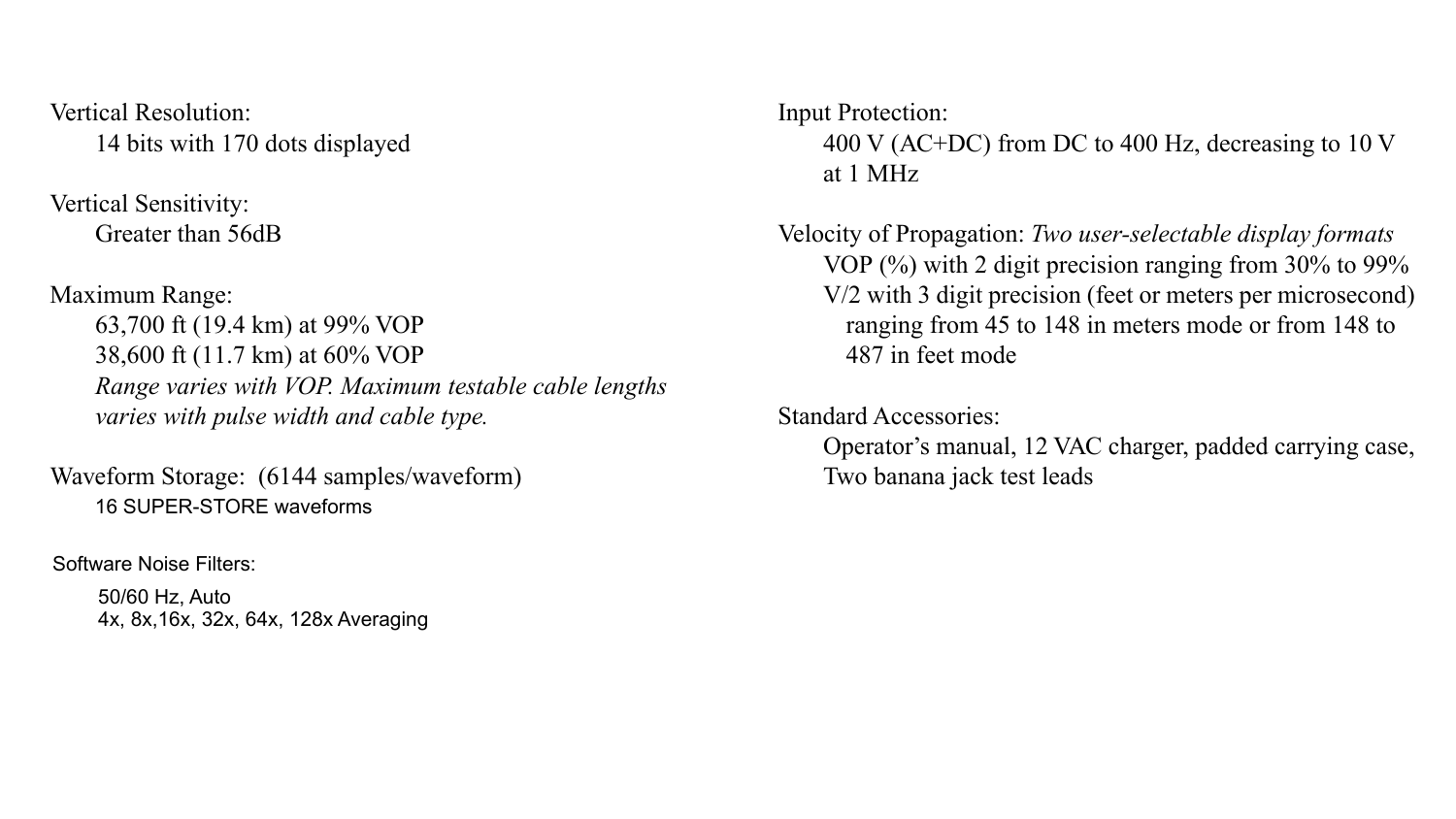Vertical Resolution:

14 bits with 170 dots displayed

Vertical Sensitivity:

Greater than 56dB

Maximum Range:

63,700 ft (19.4 km) at 99% VOP
38,600 ft (11.7 km) at 60% VOP
*Range varies with VOP. Maximum testable cable lengths varies with pulse width and cable type.*

Waveform Storage: (6144 samples/waveform)

16 SUPER-STORE waveforms

Software Noise Filters:

50/60 Hz, Auto
4x, 8x,16x, 32x, 64x, 128x Averaging

Input Protection:

400 V (AC+DC) from DC to 400 Hz, decreasing to 10 V at 1 MHz

Velocity of Propagation: *Two user-selectable display formats*

VOP (%) with 2 digit precision ranging from 30% to 99%
V/2 with 3 digit precision (feet or meters per microsecond) ranging from 45 to 148 in meters mode or from 148 to 487 in feet mode

Standard Accessories:

Operator's manual, 12 VAC charger, padded carrying case, Two banana jack test leads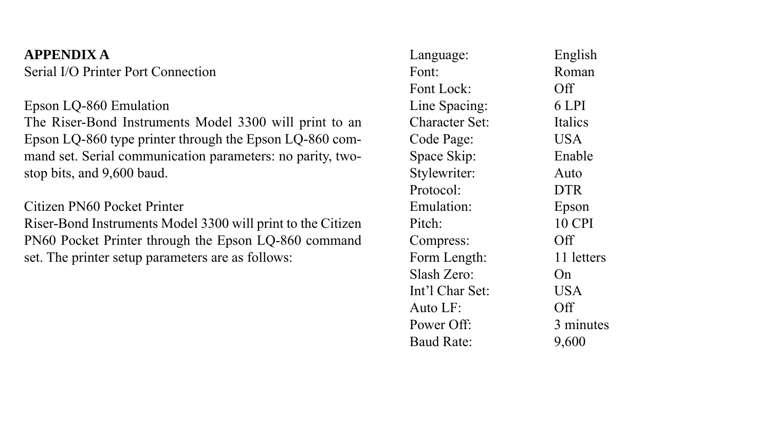**APPENDIX A**

Serial I/O Printer Port Connection

Epson LQ-860 Emulation

The Riser-Bond Instruments Model 3300 will print to an Epson LQ-860 type printer through the Epson LQ-860 command set. Serial communication parameters: no parity, two-stop bits, and 9,600 baud.

Citizen PN60 Pocket Printer

Riser-Bond Instruments Model 3300 will print to the Citizen PN60 Pocket Printer through the Epson LQ-860 command set. The printer setup parameters are as follows:

| | |
|---|---|
| Language: | English |
| Font: | Roman |
| Font Lock: | Off |
| Line Spacing: | 6 LPI |
| Character Set: | Italics |
| Code Page: | USA |
| Space Skip: | Enable |
| Stylewriter: | Auto |
| Protocol: | DTR |
| Emulation: | Epson |
| Pitch: | 10 CPI |
| Compress: | Off |
| Form Length: | 11 letters |
| Slash Zero: | On |
| Int'l Char Set: | USA |
| Auto LF: | Off |
| Power Off: | 3 minutes |
| Baud Rate: | 9,600 |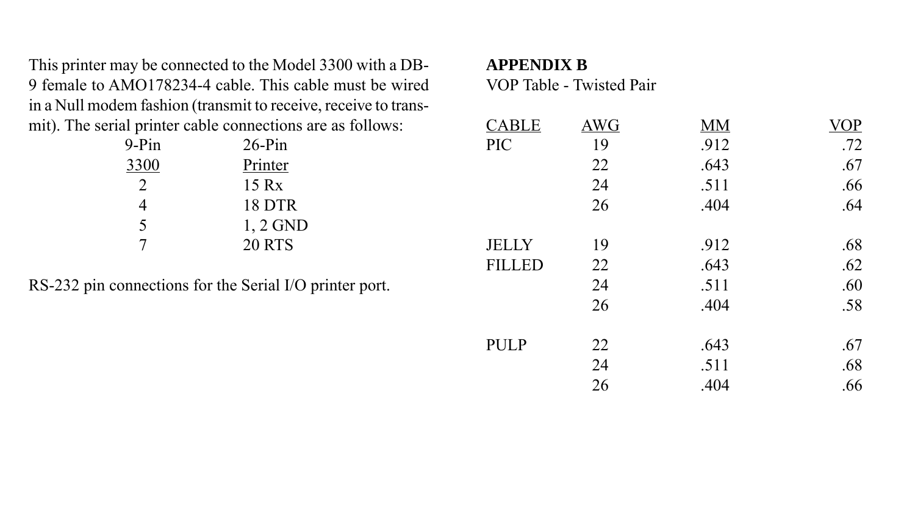This printer may be connected to the Model 3300 with a DB-9 female to AMO178234-4 cable. This cable must be wired in a Null modem fashion (transmit to receive, receive to transmit). The serial printer cable connections are as follows:

| 9-Pin 3300 | 26-Pin Printer |
|---|---|
| 2 | 15 Rx |
| 4 | 18 DTR |
| 5 | 1, 2 GND |
| 7 | 20 RTS |

RS-232 pin connections for the Serial I/O printer port.

**APPENDIX B**

VOP Table - Twisted Pair

| CABLE | AWG | MM | VOP |
|---|---|---|---|
| PIC | 19 | .912 | .72 |
| | 22 | .643 | .67 |
| | 24 | .511 | .66 |
| | 26 | .404 | .64 |
| JELLY | 19 | .912 | .68 |
| FILLED | 22 | .643 | .62 |
| | 24 | .511 | .60 |
| | 26 | .404 | .58 |
| PULP | 22 | .643 | .67 |
| | 24 | .511 | .68 |
| | 26 | .404 | .66 |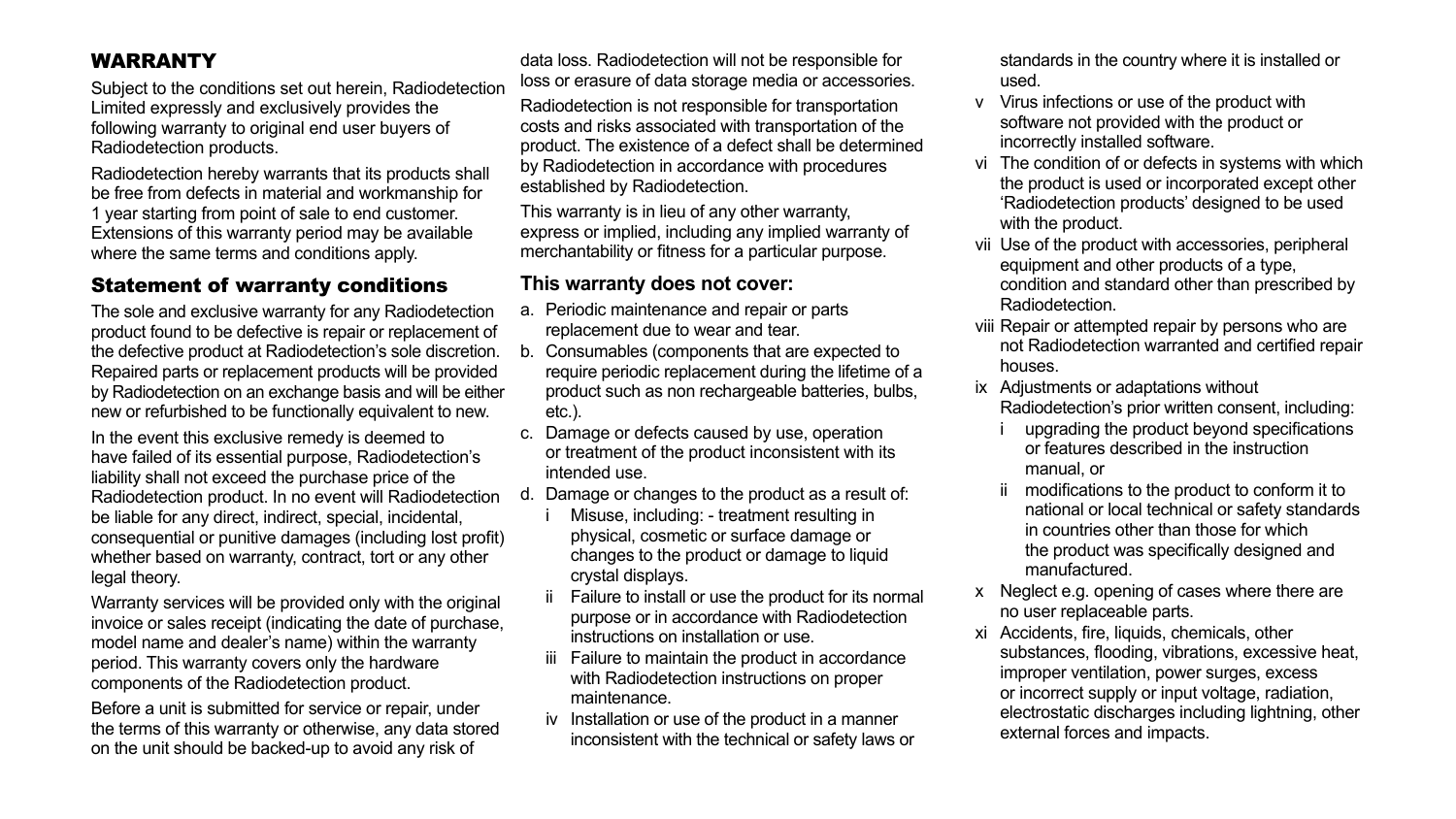## WARRANTY

Subject to the conditions set out herein, Radiodetection Limited expressly and exclusively provides the following warranty to original end user buyers of Radiodetection products.

Radiodetection hereby warrants that its products shall be free from defects in material and workmanship for 1 year starting from point of sale to end customer. Extensions of this warranty period may be available where the same terms and conditions apply.

### Statement of warranty conditions

The sole and exclusive warranty for any Radiodetection product found to be defective is repair or replacement of the defective product at Radiodetection's sole discretion. Repaired parts or replacement products will be provided by Radiodetection on an exchange basis and will be either new or refurbished to be functionally equivalent to new.

In the event this exclusive remedy is deemed to have failed of its essential purpose, Radiodetection's liability shall not exceed the purchase price of the Radiodetection product. In no event will Radiodetection be liable for any direct, indirect, special, incidental, consequential or punitive damages (including lost profit) whether based on warranty, contract, tort or any other legal theory.

Warranty services will be provided only with the original invoice or sales receipt (indicating the date of purchase, model name and dealer's name) within the warranty period. This warranty covers only the hardware components of the Radiodetection product.

Before a unit is submitted for service or repair, under the terms of this warranty or otherwise, any data stored on the unit should be backed-up to avoid any risk of data loss. Radiodetection will not be responsible for loss or erasure of data storage media or accessories.

Radiodetection is not responsible for transportation costs and risks associated with transportation of the product. The existence of a defect shall be determined by Radiodetection in accordance with procedures established by Radiodetection.

This warranty is in lieu of any other warranty, express or implied, including any implied warranty of merchantability or fitness for a particular purpose.

**This warranty does not cover:**

a. Periodic maintenance and repair or parts replacement due to wear and tear.
b. Consumables (components that are expected to require periodic replacement during the lifetime of a product such as non rechargeable batteries, bulbs, etc.).
c. Damage or defects caused by use, operation or treatment of the product inconsistent with its intended use.
d. Damage or changes to the product as a result of:
    - i Misuse, including: - treatment resulting in physical, cosmetic or surface damage or changes to the product or damage to liquid crystal displays.
    - ii Failure to install or use the product for its normal purpose or in accordance with Radiodetection instructions on installation or use.
    - iii Failure to maintain the product in accordance with Radiodetection instructions on proper maintenance.
    - iv Installation or use of the product in a manner inconsistent with the technical or safety laws or standards in the country where it is installed or used.
    - v Virus infections or use of the product with software not provided with the product or incorrectly installed software.
    - vi The condition of or defects in systems with which the product is used or incorporated except other 'Radiodetection products' designed to be used with the product.
    - vii Use of the product with accessories, peripheral equipment and other products of a type, condition and standard other than prescribed by Radiodetection.
    - viii Repair or attempted repair by persons who are not Radiodetection warranted and certified repair houses.
    - ix Adjustments or adaptations without Radiodetection's prior written consent, including:
        - i upgrading the product beyond specifications or features described in the instruction manual, or
        - ii modifications to the product to conform it to national or local technical or safety standards in countries other than those for which the product was specifically designed and manufactured.
    - x Neglect e.g. opening of cases where there are no user replaceable parts.
    - xi Accidents, fire, liquids, chemicals, other substances, flooding, vibrations, excessive heat, improper ventilation, power surges, excess or incorrect supply or input voltage, radiation, electrostatic discharges including lightning, other external forces and impacts.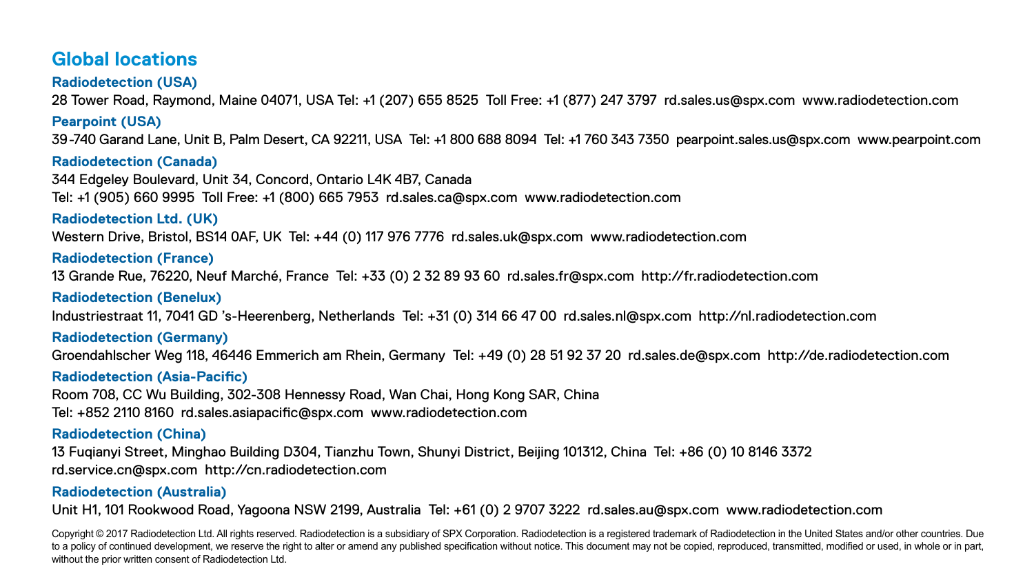## Global locations

### Radiodetection (USA)

28 Tower Road, Raymond, Maine 04071, USA Tel: +1 (207) 655 8525  Toll Free: +1 (877) 247 3797  rd.sales.us@spx.com  www.radiodetection.com

### Pearpoint (USA)

39-740 Garand Lane, Unit B, Palm Desert, CA 92211, USA  Tel: +1 800 688 8094  Tel: +1 760 343 7350  pearpoint.sales.us@spx.com  www.pearpoint.com

### Radiodetection (Canada)

344 Edgeley Boulevard, Unit 34, Concord, Ontario L4K 4B7, Canada
Tel: +1 (905) 660 9995  Toll Free: +1 (800) 665 7953  rd.sales.ca@spx.com  www.radiodetection.com

### Radiodetection Ltd. (UK)

Western Drive, Bristol, BS14 0AF, UK  Tel: +44 (0) 117 976 7776  rd.sales.uk@spx.com  www.radiodetection.com

### Radiodetection (France)

13 Grande Rue, 76220, Neuf Marché, France  Tel: +33 (0) 2 32 89 93 60  rd.sales.fr@spx.com  http://fr.radiodetection.com

### Radiodetection (Benelux)

Industriestraat 11, 7041 GD 's-Heerenberg, Netherlands  Tel: +31 (0) 314 66 47 00  rd.sales.nl@spx.com  http://nl.radiodetection.com

### Radiodetection (Germany)

Groendahlscher Weg 118, 46446 Emmerich am Rhein, Germany  Tel: +49 (0) 28 51 92 37 20  rd.sales.de@spx.com  http://de.radiodetection.com

### Radiodetection (Asia-Pacific)

Room 708, CC Wu Building, 302-308 Hennessy Road, Wan Chai, Hong Kong SAR, China
Tel: +852 2110 8160  rd.sales.asiapacific@spx.com  www.radiodetection.com

### Radiodetection (China)

13 Fuqianyi Street, Minghao Building D304, Tianzhu Town, Shunyi District, Beijing 101312, China  Tel: +86 (0) 10 8146 3372
rd.service.cn@spx.com  http://cn.radiodetection.com

### Radiodetection (Australia)

Unit H1, 101 Rookwood Road, Yagoona NSW 2199, Australia  Tel: +61 (0) 2 9707 3222  rd.sales.au@spx.com  www.radiodetection.com

Copyright © 2017 Radiodetection Ltd. All rights reserved. Radiodetection is a subsidiary of SPX Corporation. Radiodetection is a registered trademark of Radiodetection in the United States and/or other countries. Due to a policy of continued development, we reserve the right to alter or amend any published specification without notice. This document may not be copied, reproduced, transmitted, modified or used, in whole or in part, without the prior written consent of Radiodetection Ltd.